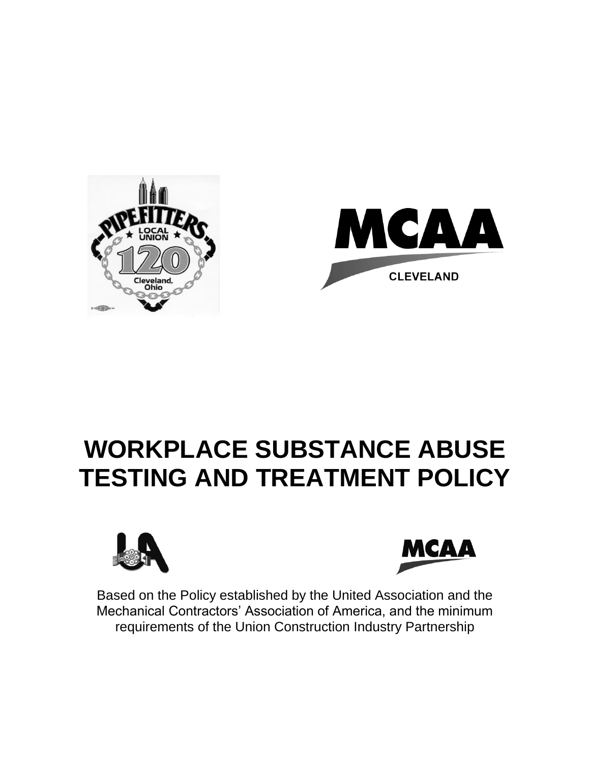# WORKPLACE SUBSTANCE ABUSE TESTING AND TREATMENT POLICY

Based on the Policy established by the United Association and the Mechanical Contractors' Association of America, and the minimum requirements of the Union Construction Industry Partnership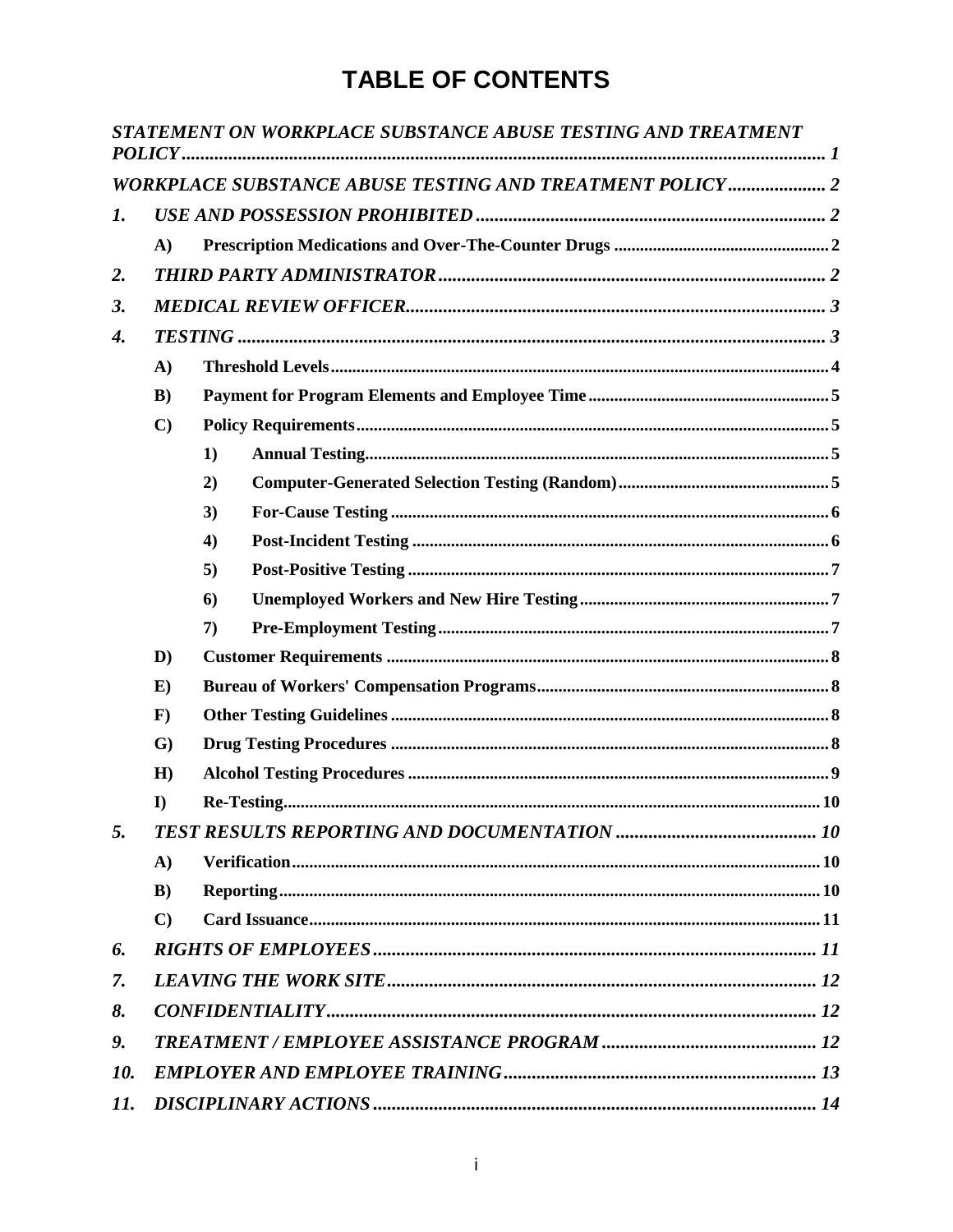# TABLE OF CONTENTS

*STATEMENT ON WORKPLACE SUBSTANCE ABUSE TESTING AND TREATMENT POLICY* ........ *1*

*WORKPLACE SUBSTANCE ABUSE TESTING AND TREATMENT POLICY* ........ *2*

*1.* *USE AND POSSESSION PROHIBITED* ........ *2*

- **A)** **Prescription Medications and Over-The-Counter Drugs** ........ 2

*2.* *THIRD PARTY ADMINISTRATOR* ........ *2*

*3.* *MEDICAL REVIEW OFFICER* ........ *3*

*4.* *TESTING* ........ *3*

- **A)** **Threshold Levels** ........ 4
- **B)** **Payment for Program Elements and Employee Time** ........ 5
- **C)** **Policy Requirements** ........ 5
  - **1)** **Annual Testing** ........ 5
  - **2)** **Computer-Generated Selection Testing (Random)** ........ 5
  - **3)** **For-Cause Testing** ........ 6
  - **4)** **Post-Incident Testing** ........ 6
  - **5)** **Post-Positive Testing** ........ 7
  - **6)** **Unemployed Workers and New Hire Testing** ........ 7
  - **7)** **Pre-Employment Testing** ........ 7
- **D)** **Customer Requirements** ........ 8
- **E)** **Bureau of Workers' Compensation Programs** ........ 8
- **F)** **Other Testing Guidelines** ........ 8
- **G)** **Drug Testing Procedures** ........ 8
- **H)** **Alcohol Testing Procedures** ........ 9
- **I)** **Re-Testing** ........ 10

*5.* *TEST RESULTS REPORTING AND DOCUMENTATION* ........ *10*

- **A)** **Verification** ........ 10
- **B)** **Reporting** ........ 10
- **C)** **Card Issuance** ........ 11

*6.* *RIGHTS OF EMPLOYEES* ........ *11*

*7.* *LEAVING THE WORK SITE* ........ *12*

*8.* *CONFIDENTIALITY* ........ *12*

*9.* *TREATMENT / EMPLOYEE ASSISTANCE PROGRAM* ........ *12*

*10.* *EMPLOYER AND EMPLOYEE TRAINING* ........ *13*

*11.* *DISCIPLINARY ACTIONS* ........ *14*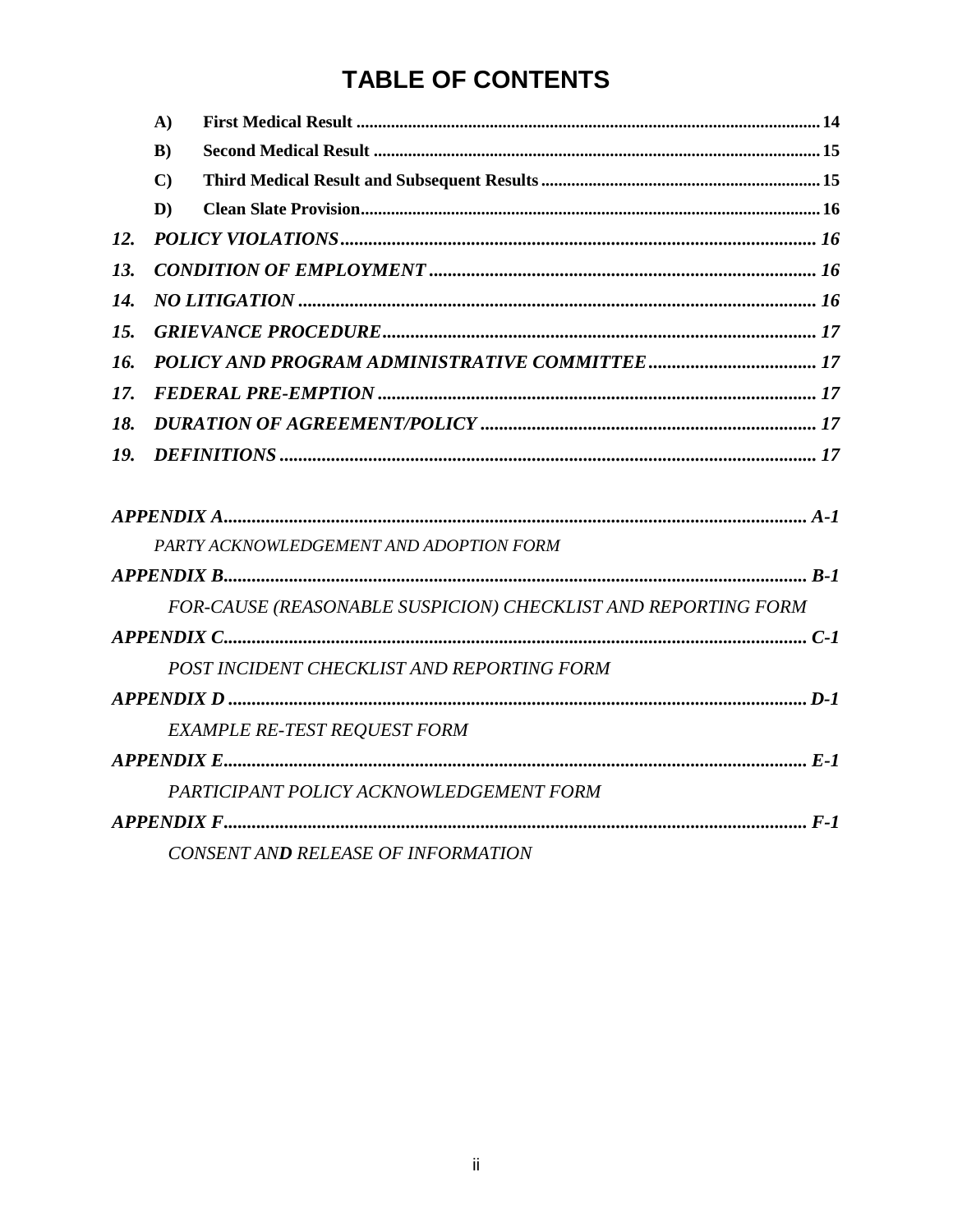# TABLE OF CONTENTS

**A)** **First Medical Result** ........ **14**

**B)** **Second Medical Result** ........ **15**

**C)** **Third Medical Result and Subsequent Results** ........ **15**

**D)** **Clean Slate Provision** ........ **16**

***12.*** ***POLICY VIOLATIONS*** ........ ***16***

***13.*** ***CONDITION OF EMPLOYMENT*** ........ ***16***

***14.*** ***NO LITIGATION*** ........ ***16***

***15.*** ***GRIEVANCE PROCEDURE*** ........ ***17***

***16.*** ***POLICY AND PROGRAM ADMINISTRATIVE COMMITTEE*** ........ ***17***

***17.*** ***FEDERAL PRE-EMPTION*** ........ ***17***

***18.*** ***DURATION OF AGREEMENT/POLICY*** ........ ***17***

***19.*** ***DEFINITIONS*** ........ ***17***

***APPENDIX A*** ........ ***A-1***

*PARTY ACKNOWLEDGEMENT AND ADOPTION FORM*

***APPENDIX B*** ........ ***B-1***

*FOR-CAUSE (REASONABLE SUSPICION) CHECKLIST AND REPORTING FORM*

***APPENDIX C*** ........ ***C-1***

*POST INCIDENT CHECKLIST AND REPORTING FORM*

***APPENDIX D*** ........ ***D-1***

*EXAMPLE RE-TEST REQUEST FORM*

***APPENDIX E*** ........ ***E-1***

*PARTICIPANT POLICY ACKNOWLEDGEMENT FORM*

***APPENDIX F*** ........ ***F-1***

*CONSENT AN**D** RELEASE OF INFORMATION*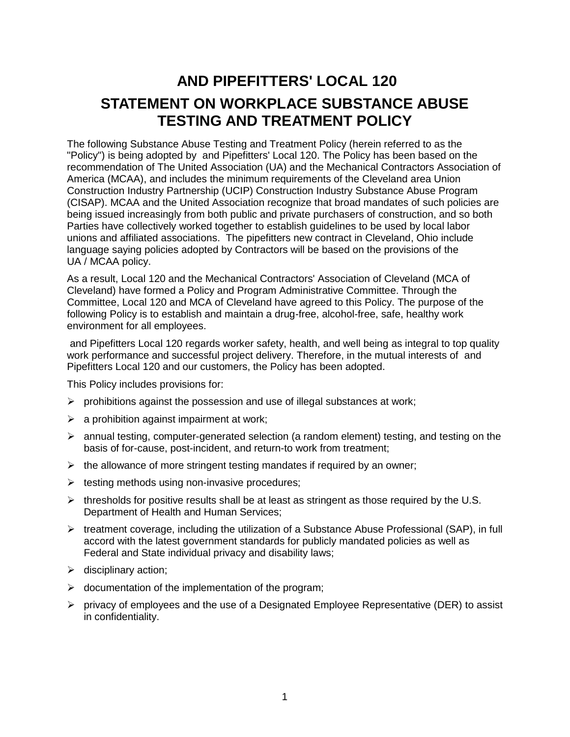# AND PIPEFITTERS' LOCAL 120

## STATEMENT ON WORKPLACE SUBSTANCE ABUSE TESTING AND TREATMENT POLICY

The following Substance Abuse Testing and Treatment Policy (herein referred to as the "Policy") is being adopted by  and Pipefitters' Local 120. The Policy has been based on the recommendation of The United Association (UA) and the Mechanical Contractors Association of America (MCAA), and includes the minimum requirements of the Cleveland area Union Construction Industry Partnership (UCIP) Construction Industry Substance Abuse Program (CISAP). MCAA and the United Association recognize that broad mandates of such policies are being issued increasingly from both public and private purchasers of construction, and so both Parties have collectively worked together to establish guidelines to be used by local labor unions and affiliated associations.  The pipefitters new contract in Cleveland, Ohio include language saying policies adopted by Contractors will be based on the provisions of the UA / MCAA policy.

As a result, Local 120 and the Mechanical Contractors' Association of Cleveland (MCA of Cleveland) have formed a Policy and Program Administrative Committee. Through the Committee, Local 120 and MCA of Cleveland have agreed to this Policy. The purpose of the following Policy is to establish and maintain a drug-free, alcohol-free, safe, healthy work environment for all employees.

 and Pipefitters Local 120 regards worker safety, health, and well being as integral to top quality work performance and successful project delivery. Therefore, in the mutual interests of  and Pipefitters Local 120 and our customers, the Policy has been adopted.

This Policy includes provisions for:

- prohibitions against the possession and use of illegal substances at work;
- a prohibition against impairment at work;
- annual testing, computer-generated selection (a random element) testing, and testing on the basis of for-cause, post-incident, and return-to work from treatment;
- the allowance of more stringent testing mandates if required by an owner;
- testing methods using non-invasive procedures;
- thresholds for positive results shall be at least as stringent as those required by the U.S. Department of Health and Human Services;
- treatment coverage, including the utilization of a Substance Abuse Professional (SAP), in full accord with the latest government standards for publicly mandated policies as well as Federal and State individual privacy and disability laws;
- disciplinary action;
- documentation of the implementation of the program;
- privacy of employees and the use of a Designated Employee Representative (DER) to assist in confidentiality.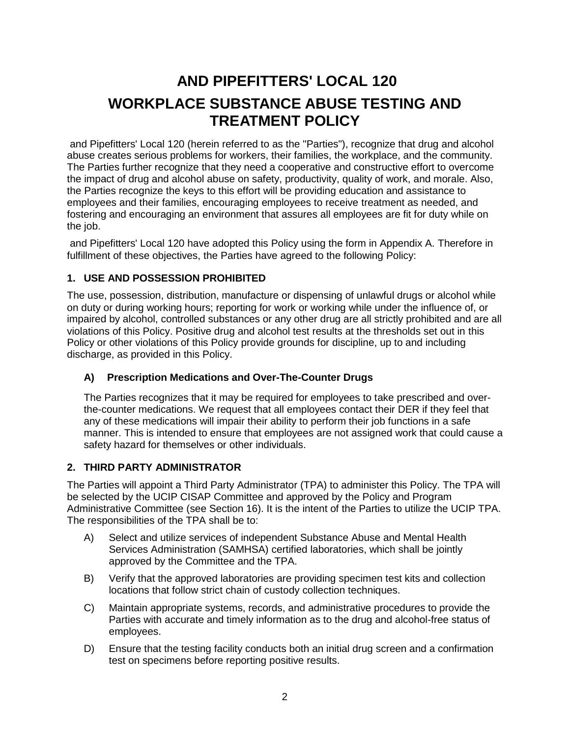# AND PIPEFITTERS' LOCAL 120

# WORKPLACE SUBSTANCE ABUSE TESTING AND TREATMENT POLICY

and Pipefitters' Local 120 (herein referred to as the "Parties"), recognize that drug and alcohol abuse creates serious problems for workers, their families, the workplace, and the community. The Parties further recognize that they need a cooperative and constructive effort to overcome the impact of drug and alcohol abuse on safety, productivity, quality of work, and morale. Also, the Parties recognize the keys to this effort will be providing education and assistance to employees and their families, encouraging employees to receive treatment as needed, and fostering and encouraging an environment that assures all employees are fit for duty while on the job.

and Pipefitters' Local 120 have adopted this Policy using the form in Appendix A. Therefore in fulfillment of these objectives, the Parties have agreed to the following Policy:

### 1. USE AND POSSESSION PROHIBITED

The use, possession, distribution, manufacture or dispensing of unlawful drugs or alcohol while on duty or during working hours; reporting for work or working while under the influence of, or impaired by alcohol, controlled substances or any other drug are all strictly prohibited and are all violations of this Policy. Positive drug and alcohol test results at the thresholds set out in this Policy or other violations of this Policy provide grounds for discipline, up to and including discharge, as provided in this Policy.

#### A) Prescription Medications and Over-The-Counter Drugs

The Parties recognizes that it may be required for employees to take prescribed and over-the-counter medications. We request that all employees contact their DER if they feel that any of these medications will impair their ability to perform their job functions in a safe manner. This is intended to ensure that employees are not assigned work that could cause a safety hazard for themselves or other individuals.

### 2. THIRD PARTY ADMINISTRATOR

The Parties will appoint a Third Party Administrator (TPA) to administer this Policy. The TPA will be selected by the UCIP CISAP Committee and approved by the Policy and Program Administrative Committee (see Section 16). It is the intent of the Parties to utilize the UCIP TPA. The responsibilities of the TPA shall be to:

A) Select and utilize services of independent Substance Abuse and Mental Health Services Administration (SAMHSA) certified laboratories, which shall be jointly approved by the Committee and the TPA.

B) Verify that the approved laboratories are providing specimen test kits and collection locations that follow strict chain of custody collection techniques.

C) Maintain appropriate systems, records, and administrative procedures to provide the Parties with accurate and timely information as to the drug and alcohol-free status of employees.

D) Ensure that the testing facility conducts both an initial drug screen and a confirmation test on specimens before reporting positive results.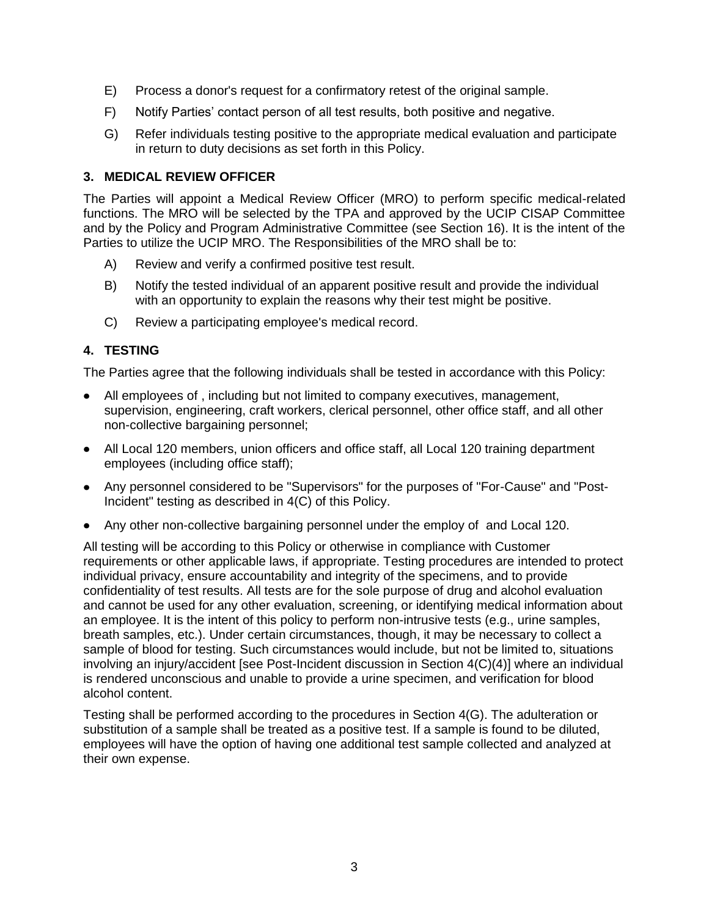E) Process a donor's request for a confirmatory retest of the original sample.

F) Notify Parties' contact person of all test results, both positive and negative.

G) Refer individuals testing positive to the appropriate medical evaluation and participate in return to duty decisions as set forth in this Policy.

### 3. MEDICAL REVIEW OFFICER

The Parties will appoint a Medical Review Officer (MRO) to perform specific medical-related functions. The MRO will be selected by the TPA and approved by the UCIP CISAP Committee and by the Policy and Program Administrative Committee (see Section 16). It is the intent of the Parties to utilize the UCIP MRO. The Responsibilities of the MRO shall be to:

A) Review and verify a confirmed positive test result.

B) Notify the tested individual of an apparent positive result and provide the individual with an opportunity to explain the reasons why their test might be positive.

C) Review a participating employee's medical record.

### 4. TESTING

The Parties agree that the following individuals shall be tested in accordance with this Policy:

- All employees of , including but not limited to company executives, management, supervision, engineering, craft workers, clerical personnel, other office staff, and all other non-collective bargaining personnel;
- All Local 120 members, union officers and office staff, all Local 120 training department employees (including office staff);
- Any personnel considered to be "Supervisors" for the purposes of "For-Cause" and "Post-Incident" testing as described in 4(C) of this Policy.
- Any other non-collective bargaining personnel under the employ of  and Local 120.

All testing will be according to this Policy or otherwise in compliance with Customer requirements or other applicable laws, if appropriate. Testing procedures are intended to protect individual privacy, ensure accountability and integrity of the specimens, and to provide confidentiality of test results. All tests are for the sole purpose of drug and alcohol evaluation and cannot be used for any other evaluation, screening, or identifying medical information about an employee. It is the intent of this policy to perform non-intrusive tests (e.g., urine samples, breath samples, etc.). Under certain circumstances, though, it may be necessary to collect a sample of blood for testing. Such circumstances would include, but not be limited to, situations involving an injury/accident [see Post-Incident discussion in Section 4(C)(4)] where an individual is rendered unconscious and unable to provide a urine specimen, and verification for blood alcohol content.

Testing shall be performed according to the procedures in Section 4(G). The adulteration or substitution of a sample shall be treated as a positive test. If a sample is found to be diluted, employees will have the option of having one additional test sample collected and analyzed at their own expense.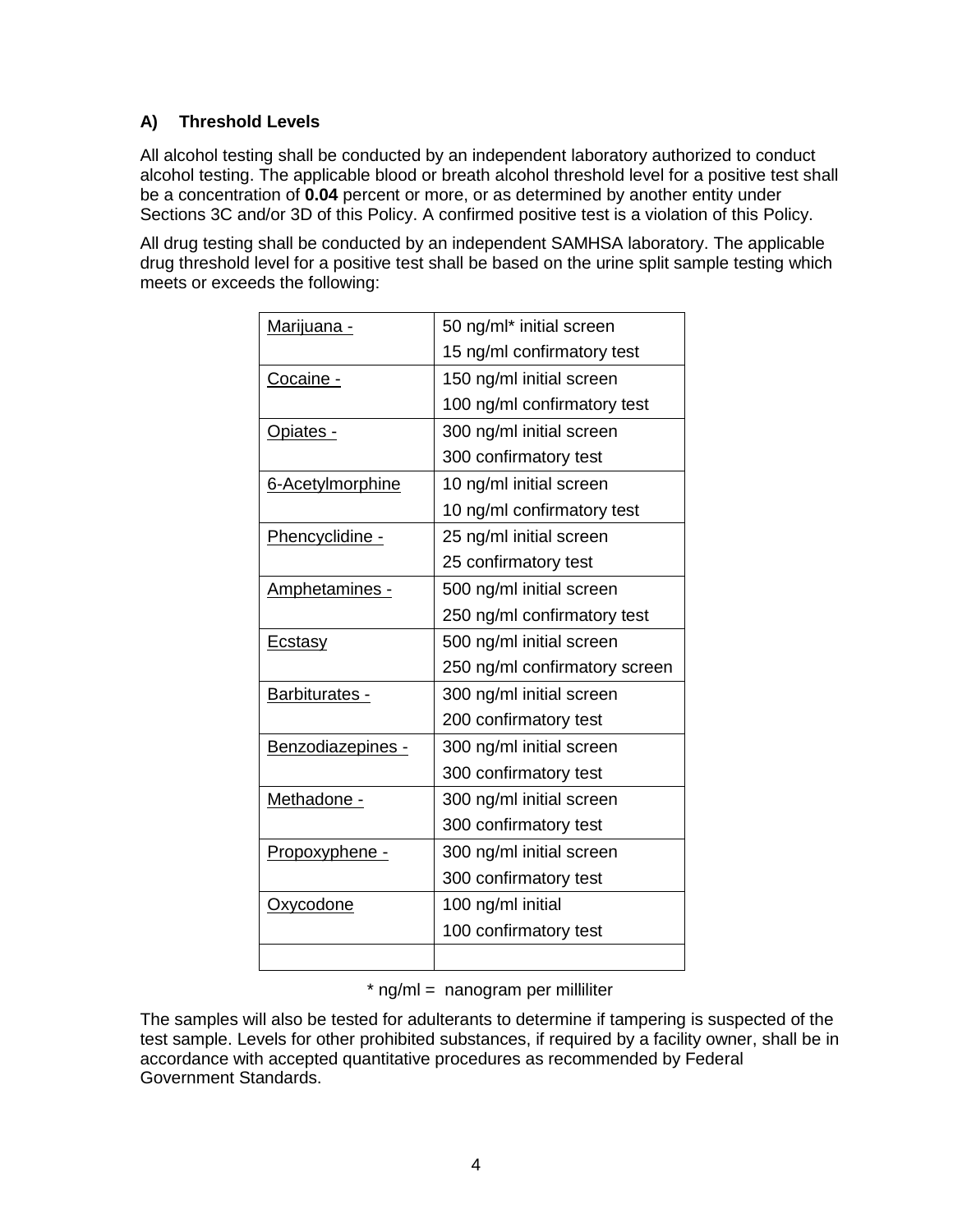### A) Threshold Levels

All alcohol testing shall be conducted by an independent laboratory authorized to conduct alcohol testing. The applicable blood or breath alcohol threshold level for a positive test shall be a concentration of **0.04** percent or more, or as determined by another entity under Sections 3C and/or 3D of this Policy. A confirmed positive test is a violation of this Policy.

All drug testing shall be conducted by an independent SAMHSA laboratory. The applicable drug threshold level for a positive test shall be based on the urine split sample testing which meets or exceeds the following:

| | |
|---|---|
| Marijuana - | 50 ng/ml* initial screen<br>15 ng/ml confirmatory test |
| Cocaine - | 150 ng/ml initial screen<br>100 ng/ml confirmatory test |
| Opiates - | 300 ng/ml initial screen<br>300 confirmatory test |
| 6-Acetylmorphine | 10 ng/ml initial screen<br>10 ng/ml confirmatory test |
| Phencyclidine - | 25 ng/ml initial screen<br>25 confirmatory test |
| Amphetamines - | 500 ng/ml initial screen<br>250 ng/ml confirmatory test |
| Ecstasy | 500 ng/ml initial screen<br>250 ng/ml confirmatory screen |
| Barbiturates - | 300 ng/ml initial screen<br>200 confirmatory test |
| Benzodiazepines - | 300 ng/ml initial screen<br>300 confirmatory test |
| Methadone - | 300 ng/ml initial screen<br>300 confirmatory test |
| Propoxyphene - | 300 ng/ml initial screen<br>300 confirmatory test |
| Oxycodone | 100 ng/ml initial<br>100 confirmatory test |
| | |

\* ng/ml = nanogram per milliliter

The samples will also be tested for adulterants to determine if tampering is suspected of the test sample. Levels for other prohibited substances, if required by a facility owner, shall be in accordance with accepted quantitative procedures as recommended by Federal Government Standards.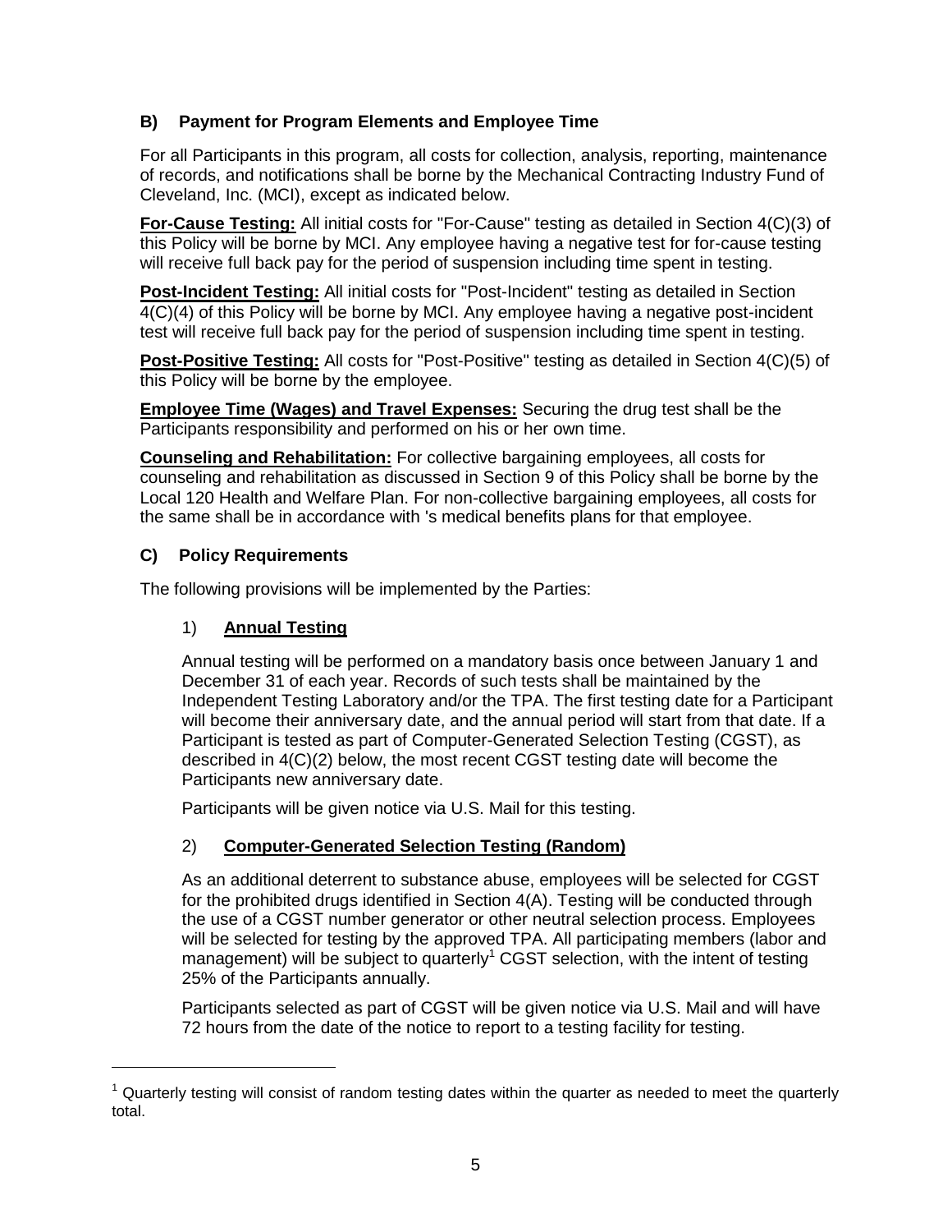### B) Payment for Program Elements and Employee Time

For all Participants in this program, all costs for collection, analysis, reporting, maintenance of records, and notifications shall be borne by the Mechanical Contracting Industry Fund of Cleveland, Inc. (MCI), except as indicated below.

**For-Cause Testing:** All initial costs for "For-Cause" testing as detailed in Section 4(C)(3) of this Policy will be borne by MCI. Any employee having a negative test for for-cause testing will receive full back pay for the period of suspension including time spent in testing.

**Post-Incident Testing:** All initial costs for "Post-Incident" testing as detailed in Section 4(C)(4) of this Policy will be borne by MCI. Any employee having a negative post-incident test will receive full back pay for the period of suspension including time spent in testing.

**Post-Positive Testing:** All costs for "Post-Positive" testing as detailed in Section 4(C)(5) of this Policy will be borne by the employee.

**Employee Time (Wages) and Travel Expenses:** Securing the drug test shall be the Participants responsibility and performed on his or her own time.

**Counseling and Rehabilitation:** For collective bargaining employees, all costs for counseling and rehabilitation as discussed in Section 9 of this Policy shall be borne by the Local 120 Health and Welfare Plan. For non-collective bargaining employees, all costs for the same shall be in accordance with 's medical benefits plans for that employee.

### C) Policy Requirements

The following provisions will be implemented by the Parties:

#### 1) Annual Testing

Annual testing will be performed on a mandatory basis once between January 1 and December 31 of each year. Records of such tests shall be maintained by the Independent Testing Laboratory and/or the TPA. The first testing date for a Participant will become their anniversary date, and the annual period will start from that date. If a Participant is tested as part of Computer-Generated Selection Testing (CGST), as described in 4(C)(2) below, the most recent CGST testing date will become the Participants new anniversary date.

Participants will be given notice via U.S. Mail for this testing.

#### 2) Computer-Generated Selection Testing (Random)

As an additional deterrent to substance abuse, employees will be selected for CGST for the prohibited drugs identified in Section 4(A). Testing will be conducted through the use of a CGST number generator or other neutral selection process. Employees will be selected for testing by the approved TPA. All participating members (labor and management) will be subject to quarterly[1] CGST selection, with the intent of testing 25% of the Participants annually.

Participants selected as part of CGST will be given notice via U.S. Mail and will have 72 hours from the date of the notice to report to a testing facility for testing.

---

[1] Quarterly testing will consist of random testing dates within the quarter as needed to meet the quarterly total.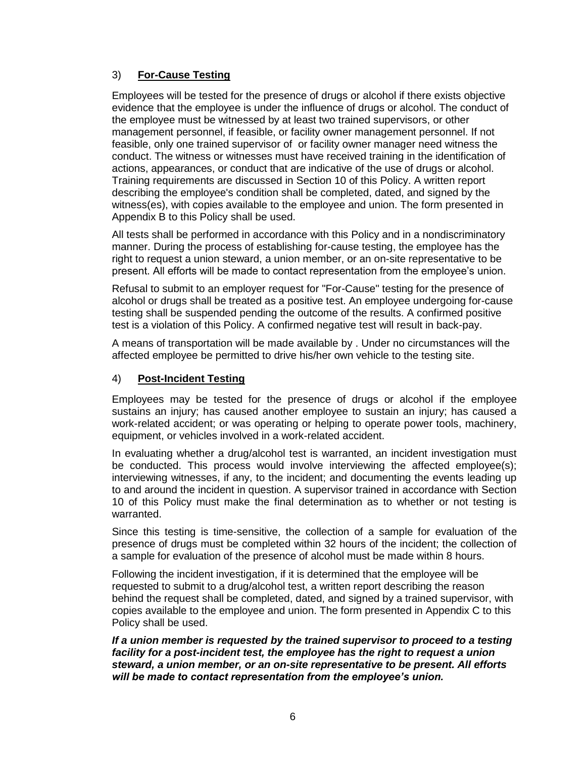### 3) **For-Cause Testing**

Employees will be tested for the presence of drugs or alcohol if there exists objective evidence that the employee is under the influence of drugs or alcohol. The conduct of the employee must be witnessed by at least two trained supervisors, or other management personnel, if feasible, or facility owner management personnel. If not feasible, only one trained supervisor of or facility owner manager need witness the conduct. The witness or witnesses must have received training in the identification of actions, appearances, or conduct that are indicative of the use of drugs or alcohol. Training requirements are discussed in Section 10 of this Policy. A written report describing the employee's condition shall be completed, dated, and signed by the witness(es), with copies available to the employee and union. The form presented in Appendix B to this Policy shall be used.

All tests shall be performed in accordance with this Policy and in a nondiscriminatory manner. During the process of establishing for-cause testing, the employee has the right to request a union steward, a union member, or an on-site representative to be present. All efforts will be made to contact representation from the employee's union.

Refusal to submit to an employer request for "For-Cause" testing for the presence of alcohol or drugs shall be treated as a positive test. An employee undergoing for-cause testing shall be suspended pending the outcome of the results. A confirmed positive test is a violation of this Policy. A confirmed negative test will result in back-pay.

A means of transportation will be made available by . Under no circumstances will the affected employee be permitted to drive his/her own vehicle to the testing site.

### 4) **Post-Incident Testing**

Employees may be tested for the presence of drugs or alcohol if the employee sustains an injury; has caused another employee to sustain an injury; has caused a work-related accident; or was operating or helping to operate power tools, machinery, equipment, or vehicles involved in a work-related accident.

In evaluating whether a drug/alcohol test is warranted, an incident investigation must be conducted. This process would involve interviewing the affected employee(s); interviewing witnesses, if any, to the incident; and documenting the events leading up to and around the incident in question. A supervisor trained in accordance with Section 10 of this Policy must make the final determination as to whether or not testing is warranted.

Since this testing is time-sensitive, the collection of a sample for evaluation of the presence of drugs must be completed within 32 hours of the incident; the collection of a sample for evaluation of the presence of alcohol must be made within 8 hours.

Following the incident investigation, if it is determined that the employee will be requested to submit to a drug/alcohol test, a written report describing the reason behind the request shall be completed, dated, and signed by a trained supervisor, with copies available to the employee and union. The form presented in Appendix C to this Policy shall be used.

***If a union member is requested by the trained supervisor to proceed to a testing facility for a post-incident test, the employee has the right to request a union steward, a union member, or an on-site representative to be present. All efforts will be made to contact representation from the employee's union.***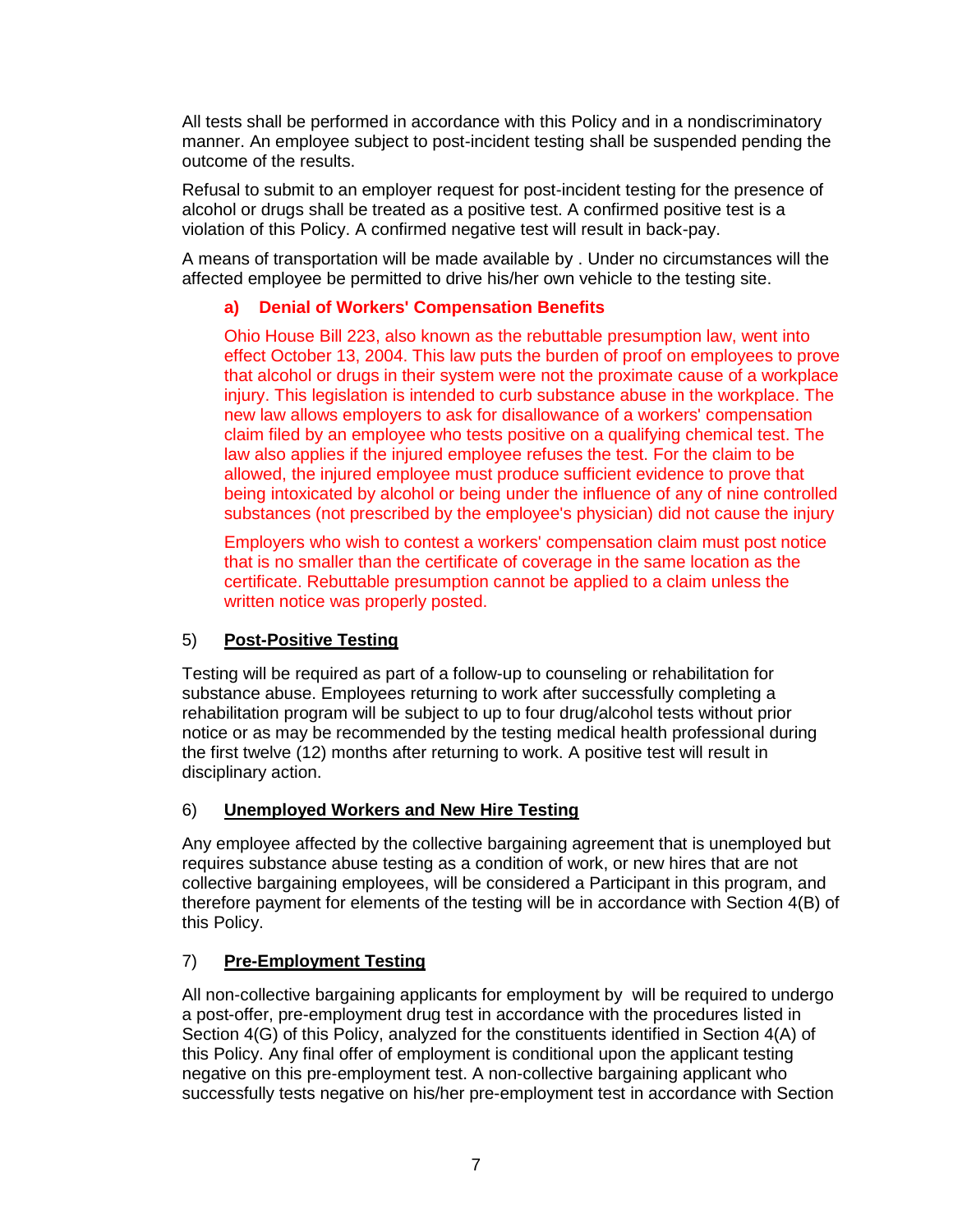All tests shall be performed in accordance with this Policy and in a nondiscriminatory manner. An employee subject to post-incident testing shall be suspended pending the outcome of the results.

Refusal to submit to an employer request for post-incident testing for the presence of alcohol or drugs shall be treated as a positive test. A confirmed positive test is a violation of this Policy. A confirmed negative test will result in back-pay.

A means of transportation will be made available by . Under no circumstances will the affected employee be permitted to drive his/her own vehicle to the testing site.

#### a) Denial of Workers' Compensation Benefits

Ohio House Bill 223, also known as the rebuttable presumption law, went into effect October 13, 2004. This law puts the burden of proof on employees to prove that alcohol or drugs in their system were not the proximate cause of a workplace injury. This legislation is intended to curb substance abuse in the workplace. The new law allows employers to ask for disallowance of a workers' compensation claim filed by an employee who tests positive on a qualifying chemical test. The law also applies if the injured employee refuses the test. For the claim to be allowed, the injured employee must produce sufficient evidence to prove that being intoxicated by alcohol or being under the influence of any of nine controlled substances (not prescribed by the employee's physician) did not cause the injury

Employers who wish to contest a workers' compensation claim must post notice that is no smaller than the certificate of coverage in the same location as the certificate. Rebuttable presumption cannot be applied to a claim unless the written notice was properly posted.

### 5) Post-Positive Testing

Testing will be required as part of a follow-up to counseling or rehabilitation for substance abuse. Employees returning to work after successfully completing a rehabilitation program will be subject to up to four drug/alcohol tests without prior notice or as may be recommended by the testing medical health professional during the first twelve (12) months after returning to work. A positive test will result in disciplinary action.

### 6) Unemployed Workers and New Hire Testing

Any employee affected by the collective bargaining agreement that is unemployed but requires substance abuse testing as a condition of work, or new hires that are not collective bargaining employees, will be considered a Participant in this program, and therefore payment for elements of the testing will be in accordance with Section 4(B) of this Policy.

### 7) Pre-Employment Testing

All non-collective bargaining applicants for employment by  will be required to undergo a post-offer, pre-employment drug test in accordance with the procedures listed in Section 4(G) of this Policy, analyzed for the constituents identified in Section 4(A) of this Policy. Any final offer of employment is conditional upon the applicant testing negative on this pre-employment test. A non-collective bargaining applicant who successfully tests negative on his/her pre-employment test in accordance with Section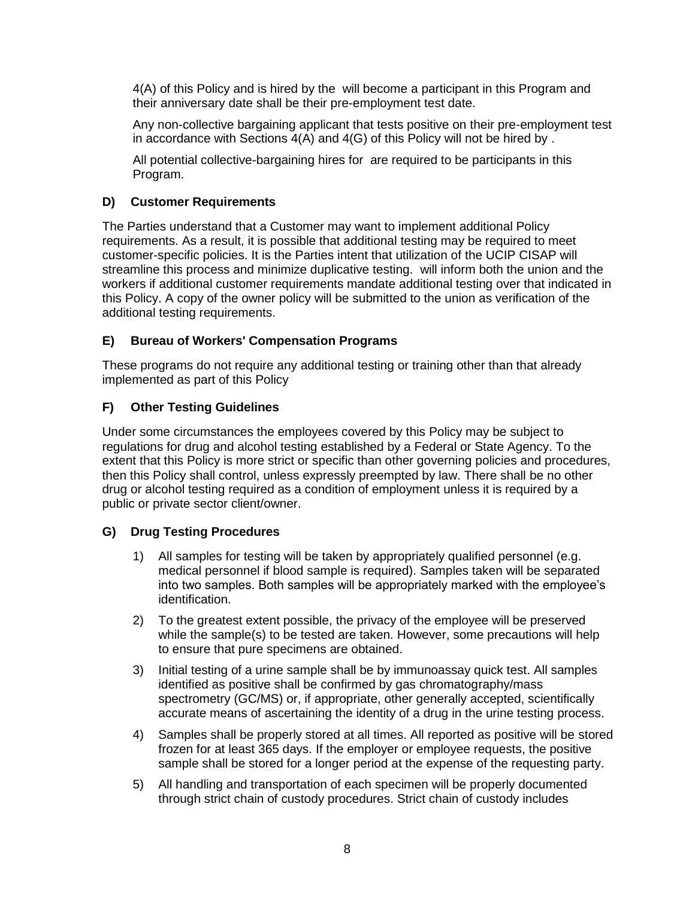4(A) of this Policy and is hired by the  will become a participant in this Program and their anniversary date shall be their pre-employment test date.

Any non-collective bargaining applicant that tests positive on their pre-employment test in accordance with Sections 4(A) and 4(G) of this Policy will not be hired by .

All potential collective-bargaining hires for  are required to be participants in this Program.

### D) Customer Requirements

The Parties understand that a Customer may want to implement additional Policy requirements. As a result, it is possible that additional testing may be required to meet customer-specific policies. It is the Parties intent that utilization of the UCIP CISAP will streamline this process and minimize duplicative testing.  will inform both the union and the workers if additional customer requirements mandate additional testing over that indicated in this Policy. A copy of the owner policy will be submitted to the union as verification of the additional testing requirements.

### E) Bureau of Workers' Compensation Programs

These programs do not require any additional testing or training other than that already implemented as part of this Policy

### F) Other Testing Guidelines

Under some circumstances the employees covered by this Policy may be subject to regulations for drug and alcohol testing established by a Federal or State Agency. To the extent that this Policy is more strict or specific than other governing policies and procedures, then this Policy shall control, unless expressly preempted by law. There shall be no other drug or alcohol testing required as a condition of employment unless it is required by a public or private sector client/owner.

### G) Drug Testing Procedures

1) All samples for testing will be taken by appropriately qualified personnel (e.g. medical personnel if blood sample is required). Samples taken will be separated into two samples. Both samples will be appropriately marked with the employee's identification.

2) To the greatest extent possible, the privacy of the employee will be preserved while the sample(s) to be tested are taken. However, some precautions will help to ensure that pure specimens are obtained.

3) Initial testing of a urine sample shall be by immunoassay quick test. All samples identified as positive shall be confirmed by gas chromatography/mass spectrometry (GC/MS) or, if appropriate, other generally accepted, scientifically accurate means of ascertaining the identity of a drug in the urine testing process.

4) Samples shall be properly stored at all times. All reported as positive will be stored frozen for at least 365 days. If the employer or employee requests, the positive sample shall be stored for a longer period at the expense of the requesting party.

5) All handling and transportation of each specimen will be properly documented through strict chain of custody procedures. Strict chain of custody includes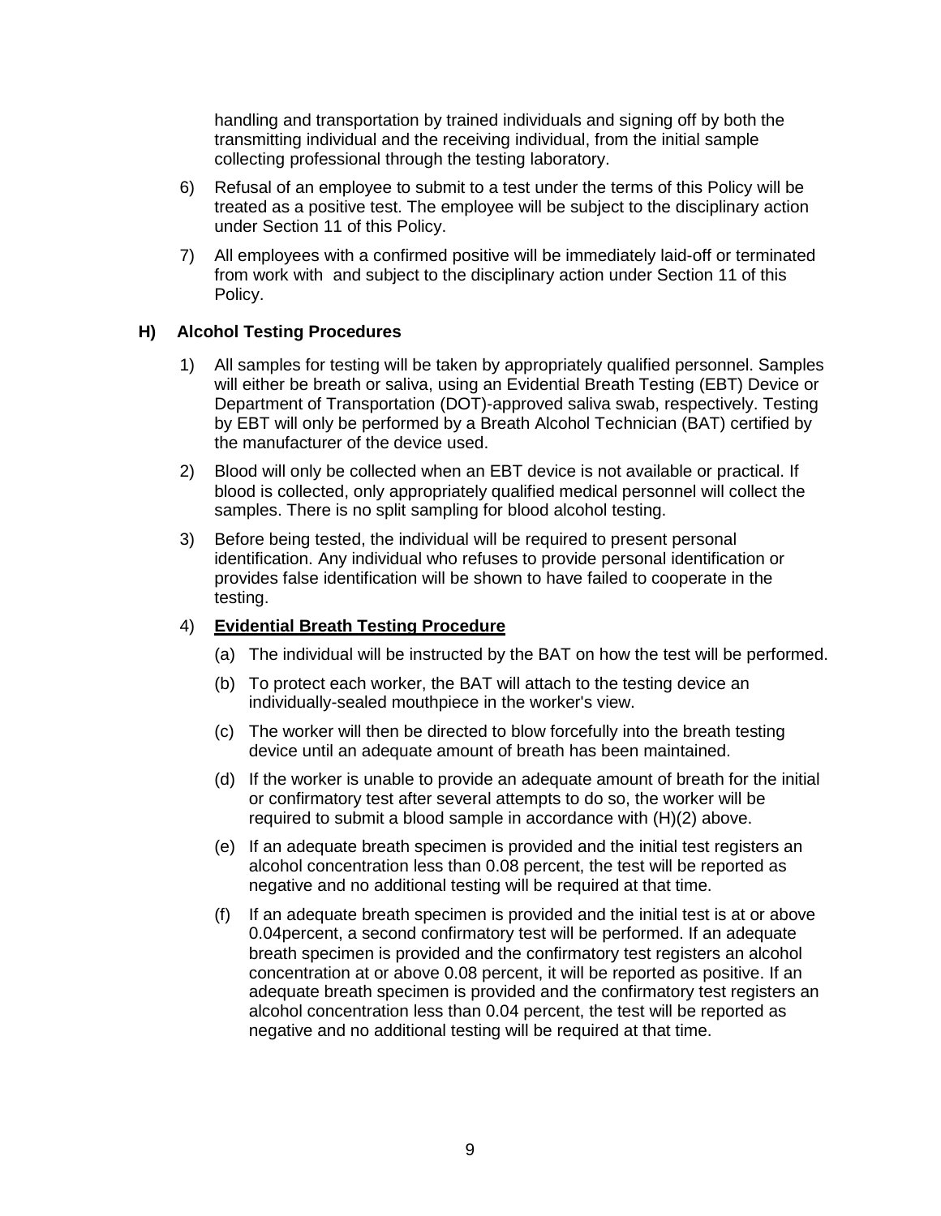handling and transportation by trained individuals and signing off by both the transmitting individual and the receiving individual, from the initial sample collecting professional through the testing laboratory.

6) Refusal of an employee to submit to a test under the terms of this Policy will be treated as a positive test. The employee will be subject to the disciplinary action under Section 11 of this Policy.

7) All employees with a confirmed positive will be immediately laid-off or terminated from work with and subject to the disciplinary action under Section 11 of this Policy.

### H) Alcohol Testing Procedures

1) All samples for testing will be taken by appropriately qualified personnel. Samples will either be breath or saliva, using an Evidential Breath Testing (EBT) Device or Department of Transportation (DOT)-approved saliva swab, respectively. Testing by EBT will only be performed by a Breath Alcohol Technician (BAT) certified by the manufacturer of the device used.

2) Blood will only be collected when an EBT device is not available or practical. If blood is collected, only appropriately qualified medical personnel will collect the samples. There is no split sampling for blood alcohol testing.

3) Before being tested, the individual will be required to present personal identification. Any individual who refuses to provide personal identification or provides false identification will be shown to have failed to cooperate in the testing.

4) **Evidential Breath Testing Procedure**

   (a) The individual will be instructed by the BAT on how the test will be performed.

   (b) To protect each worker, the BAT will attach to the testing device an individually-sealed mouthpiece in the worker's view.

   (c) The worker will then be directed to blow forcefully into the breath testing device until an adequate amount of breath has been maintained.

   (d) If the worker is unable to provide an adequate amount of breath for the initial or confirmatory test after several attempts to do so, the worker will be required to submit a blood sample in accordance with (H)(2) above.

   (e) If an adequate breath specimen is provided and the initial test registers an alcohol concentration less than 0.08 percent, the test will be reported as negative and no additional testing will be required at that time.

   (f) If an adequate breath specimen is provided and the initial test is at or above 0.04percent, a second confirmatory test will be performed. If an adequate breath specimen is provided and the confirmatory test registers an alcohol concentration at or above 0.08 percent, it will be reported as positive. If an adequate breath specimen is provided and the confirmatory test registers an alcohol concentration less than 0.04 percent, the test will be reported as negative and no additional testing will be required at that time.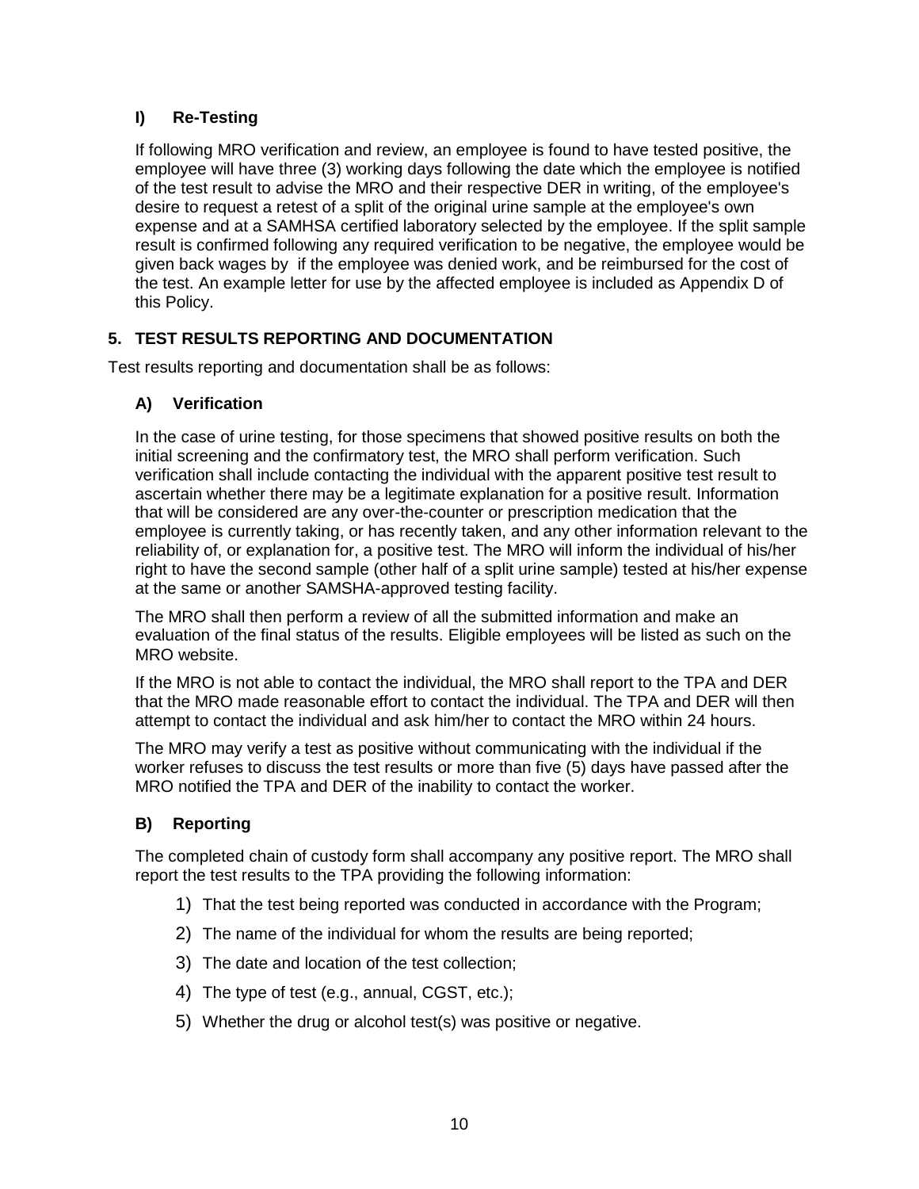### I) Re-Testing

If following MRO verification and review, an employee is found to have tested positive, the employee will have three (3) working days following the date which the employee is notified of the test result to advise the MRO and their respective DER in writing, of the employee's desire to request a retest of a split of the original urine sample at the employee's own expense and at a SAMHSA certified laboratory selected by the employee. If the split sample result is confirmed following any required verification to be negative, the employee would be given back wages by  if the employee was denied work, and be reimbursed for the cost of the test. An example letter for use by the affected employee is included as Appendix D of this Policy.

## 5. TEST RESULTS REPORTING AND DOCUMENTATION

Test results reporting and documentation shall be as follows:

### A) Verification

In the case of urine testing, for those specimens that showed positive results on both the initial screening and the confirmatory test, the MRO shall perform verification. Such verification shall include contacting the individual with the apparent positive test result to ascertain whether there may be a legitimate explanation for a positive result. Information that will be considered are any over-the-counter or prescription medication that the employee is currently taking, or has recently taken, and any other information relevant to the reliability of, or explanation for, a positive test. The MRO will inform the individual of his/her right to have the second sample (other half of a split urine sample) tested at his/her expense at the same or another SAMSHA-approved testing facility.

The MRO shall then perform a review of all the submitted information and make an evaluation of the final status of the results. Eligible employees will be listed as such on the MRO website.

If the MRO is not able to contact the individual, the MRO shall report to the TPA and DER that the MRO made reasonable effort to contact the individual. The TPA and DER will then attempt to contact the individual and ask him/her to contact the MRO within 24 hours.

The MRO may verify a test as positive without communicating with the individual if the worker refuses to discuss the test results or more than five (5) days have passed after the MRO notified the TPA and DER of the inability to contact the worker.

### B) Reporting

The completed chain of custody form shall accompany any positive report. The MRO shall report the test results to the TPA providing the following information:

1) That the test being reported was conducted in accordance with the Program;
2) The name of the individual for whom the results are being reported;
3) The date and location of the test collection;
4) The type of test (e.g., annual, CGST, etc.);
5) Whether the drug or alcohol test(s) was positive or negative.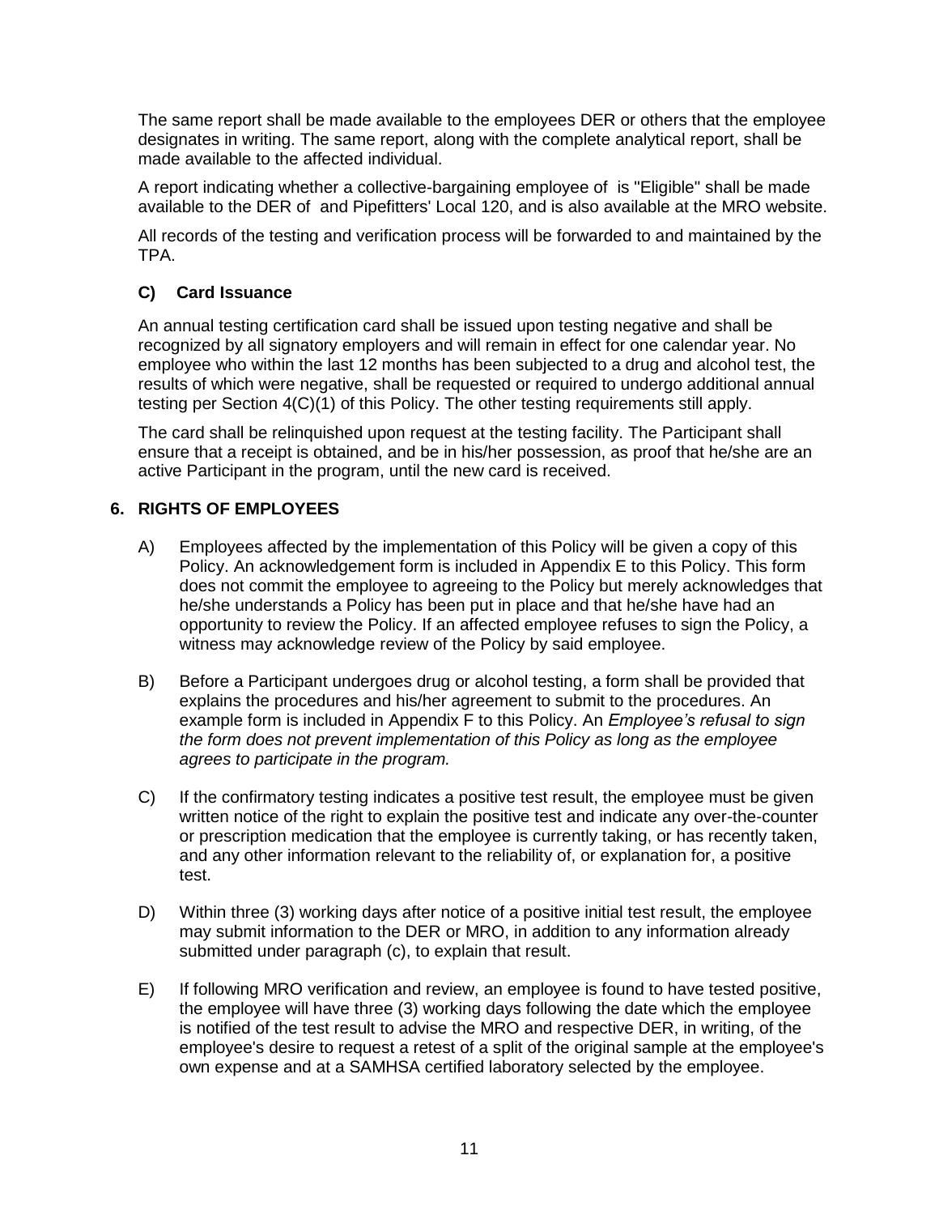The same report shall be made available to the employees DER or others that the employee designates in writing. The same report, along with the complete analytical report, shall be made available to the affected individual.

A report indicating whether a collective-bargaining employee of  is "Eligible" shall be made available to the DER of  and Pipefitters' Local 120, and is also available at the MRO website.

All records of the testing and verification process will be forwarded to and maintained by the TPA.

### C) Card Issuance

An annual testing certification card shall be issued upon testing negative and shall be recognized by all signatory employers and will remain in effect for one calendar year. No employee who within the last 12 months has been subjected to a drug and alcohol test, the results of which were negative, shall be requested or required to undergo additional annual testing per Section 4(C)(1) of this Policy. The other testing requirements still apply.

The card shall be relinquished upon request at the testing facility. The Participant shall ensure that a receipt is obtained, and be in his/her possession, as proof that he/she are an active Participant in the program, until the new card is received.

## 6. RIGHTS OF EMPLOYEES

A) Employees affected by the implementation of this Policy will be given a copy of this Policy. An acknowledgement form is included in Appendix E to this Policy. This form does not commit the employee to agreeing to the Policy but merely acknowledges that he/she understands a Policy has been put in place and that he/she have had an opportunity to review the Policy. If an affected employee refuses to sign the Policy, a witness may acknowledge review of the Policy by said employee.

B) Before a Participant undergoes drug or alcohol testing, a form shall be provided that explains the procedures and his/her agreement to submit to the procedures. An example form is included in Appendix F to this Policy. An *Employee's refusal to sign the form does not prevent implementation of this Policy as long as the employee agrees to participate in the program.*

C) If the confirmatory testing indicates a positive test result, the employee must be given written notice of the right to explain the positive test and indicate any over-the-counter or prescription medication that the employee is currently taking, or has recently taken, and any other information relevant to the reliability of, or explanation for, a positive test.

D) Within three (3) working days after notice of a positive initial test result, the employee may submit information to the DER or MRO, in addition to any information already submitted under paragraph (c), to explain that result.

E) If following MRO verification and review, an employee is found to have tested positive, the employee will have three (3) working days following the date which the employee is notified of the test result to advise the MRO and respective DER, in writing, of the employee's desire to request a retest of a split of the original sample at the employee's own expense and at a SAMHSA certified laboratory selected by the employee.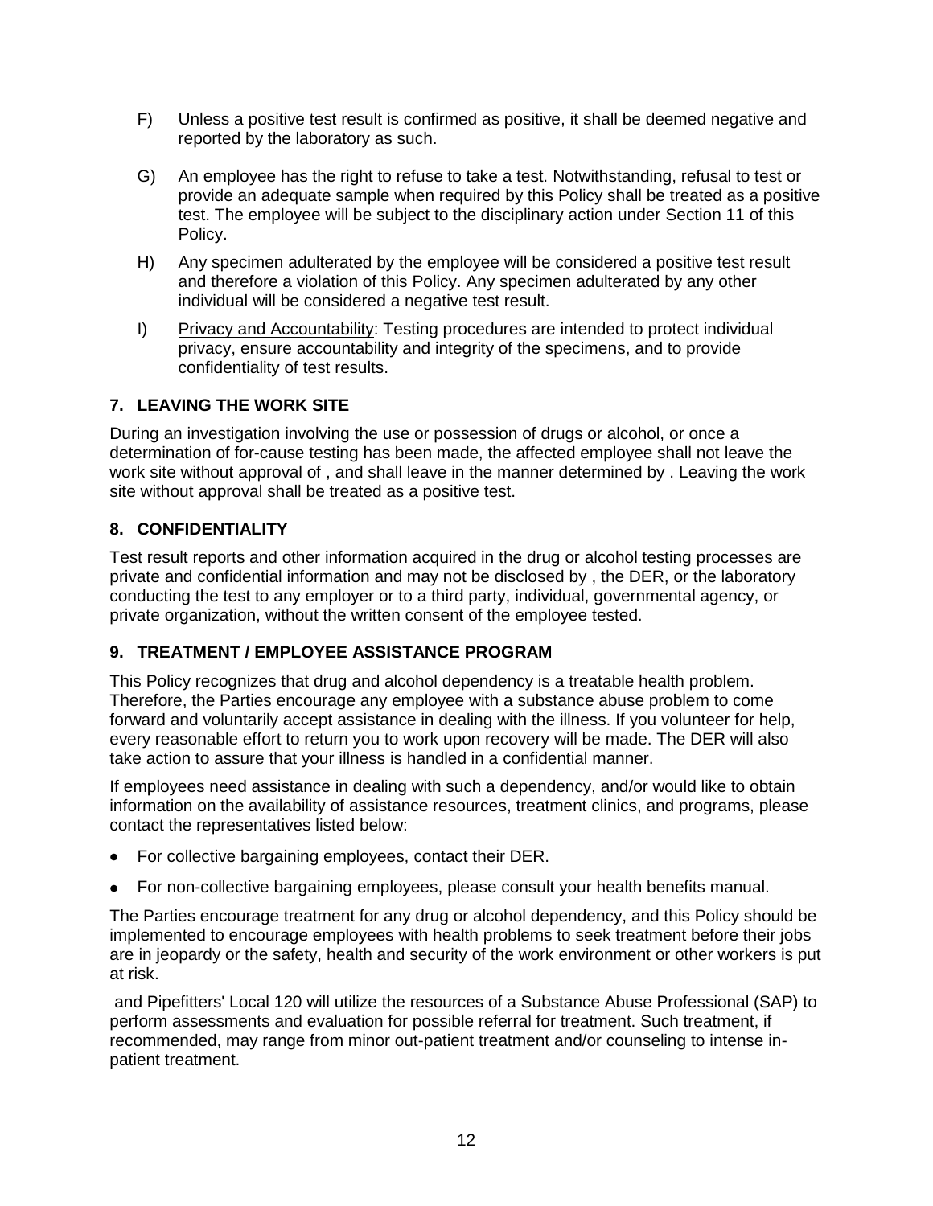F) Unless a positive test result is confirmed as positive, it shall be deemed negative and reported by the laboratory as such.

G) An employee has the right to refuse to take a test. Notwithstanding, refusal to test or provide an adequate sample when required by this Policy shall be treated as a positive test. The employee will be subject to the disciplinary action under Section 11 of this Policy.

H) Any specimen adulterated by the employee will be considered a positive test result and therefore a violation of this Policy. Any specimen adulterated by any other individual will be considered a negative test result.

I) <u>Privacy and Accountability</u>: Testing procedures are intended to protect individual privacy, ensure accountability and integrity of the specimens, and to provide confidentiality of test results.

### 7. LEAVING THE WORK SITE

During an investigation involving the use or possession of drugs or alcohol, or once a determination of for-cause testing has been made, the affected employee shall not leave the work site without approval of , and shall leave in the manner determined by . Leaving the work site without approval shall be treated as a positive test.

### 8. CONFIDENTIALITY

Test result reports and other information acquired in the drug or alcohol testing processes are private and confidential information and may not be disclosed by , the DER, or the laboratory conducting the test to any employer or to a third party, individual, governmental agency, or private organization, without the written consent of the employee tested.

### 9. TREATMENT / EMPLOYEE ASSISTANCE PROGRAM

This Policy recognizes that drug and alcohol dependency is a treatable health problem. Therefore, the Parties encourage any employee with a substance abuse problem to come forward and voluntarily accept assistance in dealing with the illness. If you volunteer for help, every reasonable effort to return you to work upon recovery will be made. The DER will also take action to assure that your illness is handled in a confidential manner.

If employees need assistance in dealing with such a dependency, and/or would like to obtain information on the availability of assistance resources, treatment clinics, and programs, please contact the representatives listed below:

- For collective bargaining employees, contact their DER.
- For non-collective bargaining employees, please consult your health benefits manual.

The Parties encourage treatment for any drug or alcohol dependency, and this Policy should be implemented to encourage employees with health problems to seek treatment before their jobs are in jeopardy or the safety, health and security of the work environment or other workers is put at risk.

and Pipefitters' Local 120 will utilize the resources of a Substance Abuse Professional (SAP) to perform assessments and evaluation for possible referral for treatment. Such treatment, if recommended, may range from minor out-patient treatment and/or counseling to intense in-patient treatment.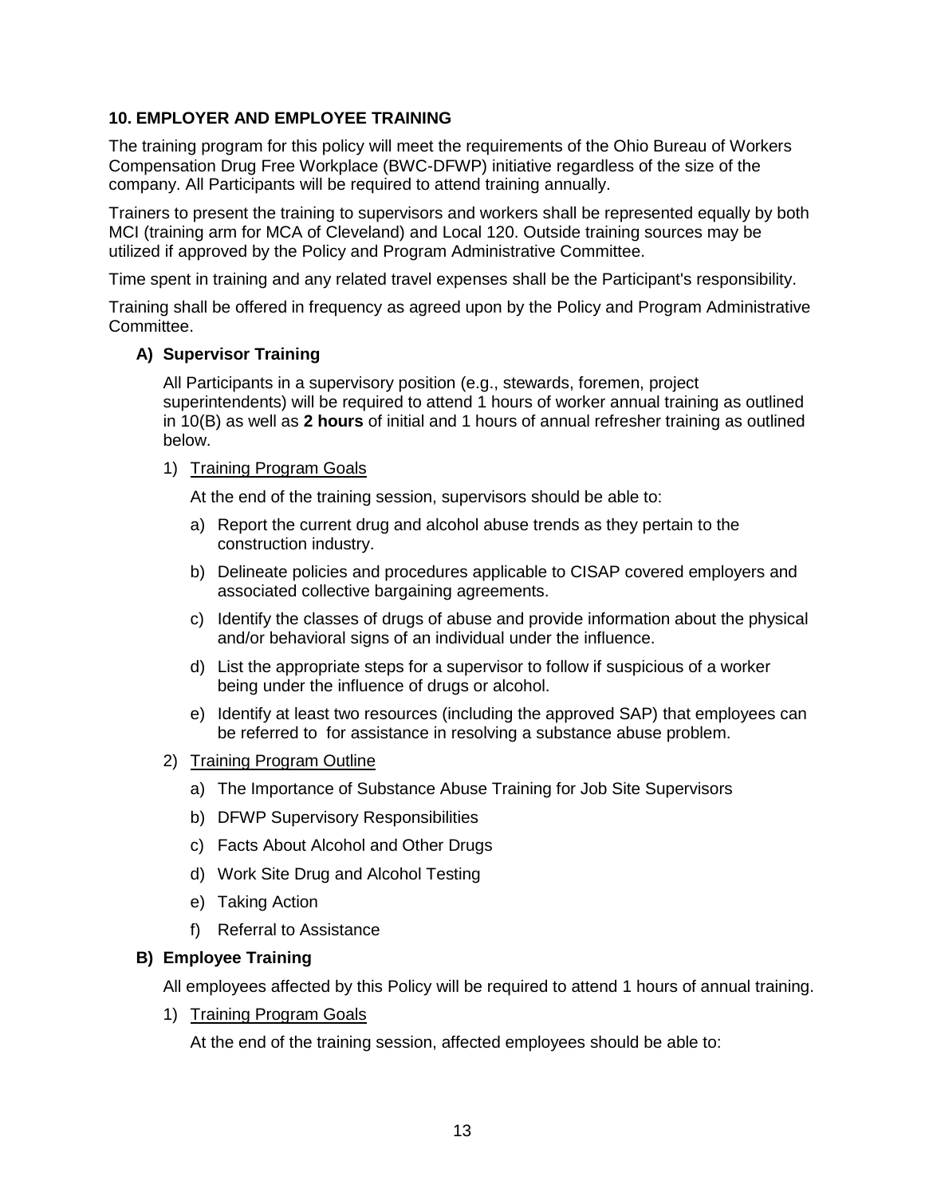## 10. EMPLOYER AND EMPLOYEE TRAINING

The training program for this policy will meet the requirements of the Ohio Bureau of Workers Compensation Drug Free Workplace (BWC-DFWP) initiative regardless of the size of the company. All Participants will be required to attend training annually.

Trainers to present the training to supervisors and workers shall be represented equally by both MCI (training arm for MCA of Cleveland) and Local 120. Outside training sources may be utilized if approved by the Policy and Program Administrative Committee.

Time spent in training and any related travel expenses shall be the Participant's responsibility.

Training shall be offered in frequency as agreed upon by the Policy and Program Administrative Committee.

### A) Supervisor Training

All Participants in a supervisory position (e.g., stewards, foremen, project superintendents) will be required to attend 1 hours of worker annual training as outlined in 10(B) as well as **2 hours** of initial and 1 hours of annual refresher training as outlined below.

1) Training Program Goals

   At the end of the training session, supervisors should be able to:

   a) Report the current drug and alcohol abuse trends as they pertain to the construction industry.

   b) Delineate policies and procedures applicable to CISAP covered employers and associated collective bargaining agreements.

   c) Identify the classes of drugs of abuse and provide information about the physical and/or behavioral signs of an individual under the influence.

   d) List the appropriate steps for a supervisor to follow if suspicious of a worker being under the influence of drugs or alcohol.

   e) Identify at least two resources (including the approved SAP) that employees can be referred to for assistance in resolving a substance abuse problem.

2) Training Program Outline

   a) The Importance of Substance Abuse Training for Job Site Supervisors

   b) DFWP Supervisory Responsibilities

   c) Facts About Alcohol and Other Drugs

   d) Work Site Drug and Alcohol Testing

   e) Taking Action

   f) Referral to Assistance

### B) Employee Training

All employees affected by this Policy will be required to attend 1 hours of annual training.

1) Training Program Goals

   At the end of the training session, affected employees should be able to: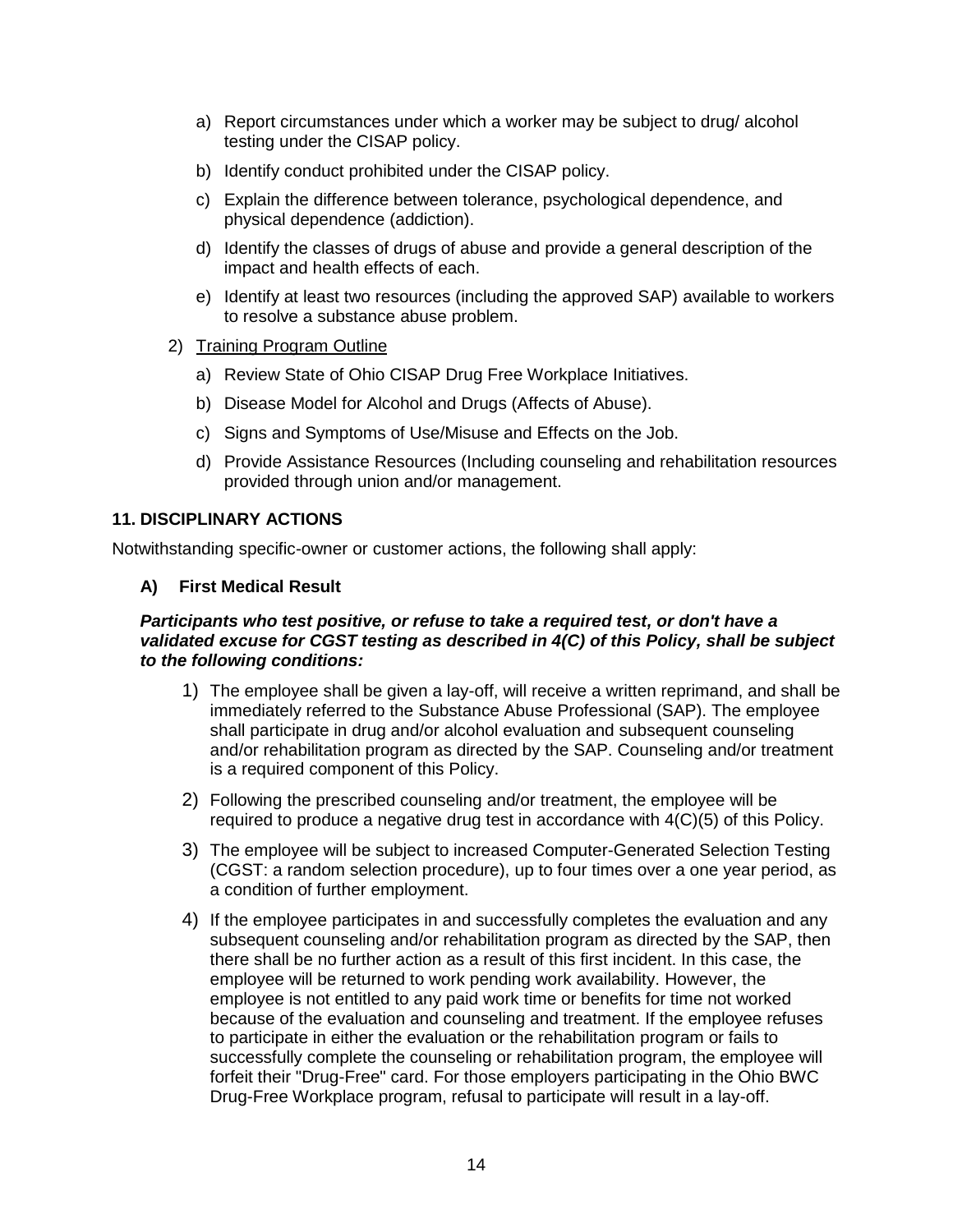a) Report circumstances under which a worker may be subject to drug/ alcohol testing under the CISAP policy.

b) Identify conduct prohibited under the CISAP policy.

c) Explain the difference between tolerance, psychological dependence, and physical dependence (addiction).

d) Identify the classes of drugs of abuse and provide a general description of the impact and health effects of each.

e) Identify at least two resources (including the approved SAP) available to workers to resolve a substance abuse problem.

2) Training Program Outline

a) Review State of Ohio CISAP Drug Free Workplace Initiatives.

b) Disease Model for Alcohol and Drugs (Affects of Abuse).

c) Signs and Symptoms of Use/Misuse and Effects on the Job.

d) Provide Assistance Resources (Including counseling and rehabilitation resources provided through union and/or management.

## 11. DISCIPLINARY ACTIONS

Notwithstanding specific-owner or customer actions, the following shall apply:

### A) First Medical Result

***Participants who test positive, or refuse to take a required test, or don't have a validated excuse for CGST testing as described in 4(C) of this Policy, shall be subject to the following conditions:***

1) The employee shall be given a lay-off, will receive a written reprimand, and shall be immediately referred to the Substance Abuse Professional (SAP). The employee shall participate in drug and/or alcohol evaluation and subsequent counseling and/or rehabilitation program as directed by the SAP. Counseling and/or treatment is a required component of this Policy.

2) Following the prescribed counseling and/or treatment, the employee will be required to produce a negative drug test in accordance with 4(C)(5) of this Policy.

3) The employee will be subject to increased Computer-Generated Selection Testing (CGST: a random selection procedure), up to four times over a one year period, as a condition of further employment.

4) If the employee participates in and successfully completes the evaluation and any subsequent counseling and/or rehabilitation program as directed by the SAP, then there shall be no further action as a result of this first incident. In this case, the employee will be returned to work pending work availability. However, the employee is not entitled to any paid work time or benefits for time not worked because of the evaluation and counseling and treatment. If the employee refuses to participate in either the evaluation or the rehabilitation program or fails to successfully complete the counseling or rehabilitation program, the employee will forfeit their "Drug-Free" card. For those employers participating in the Ohio BWC Drug-Free Workplace program, refusal to participate will result in a lay-off.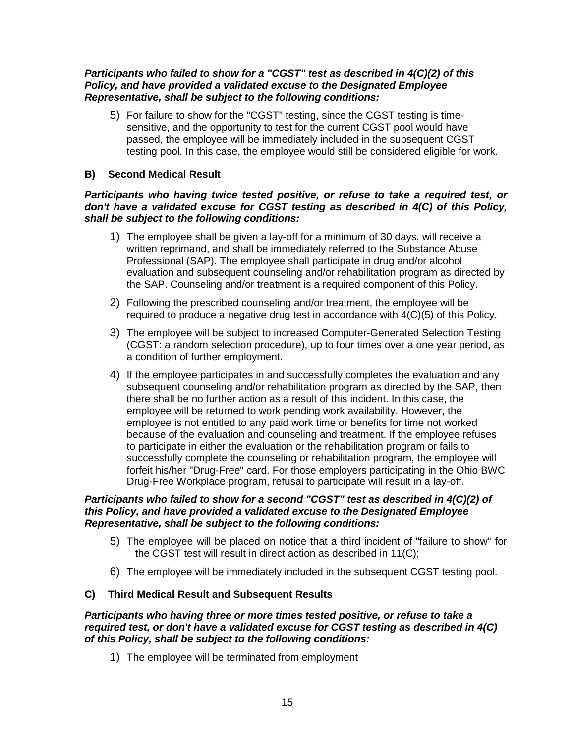***Participants who failed to show for a "CGST" test as described in 4(C)(2) of this Policy, and have provided a validated excuse to the Designated Employee Representative, shall be subject to the following conditions:***

5) For failure to show for the "CGST" testing, since the CGST testing is time-sensitive, and the opportunity to test for the current CGST pool would have passed, the employee will be immediately included in the subsequent CGST testing pool. In this case, the employee would still be considered eligible for work.

### B) Second Medical Result

***Participants who having twice tested positive, or refuse to take a required test, or don't have a validated excuse for CGST testing as described in 4(C) of this Policy, shall be subject to the following conditions:***

1) The employee shall be given a lay-off for a minimum of 30 days, will receive a written reprimand, and shall be immediately referred to the Substance Abuse Professional (SAP). The employee shall participate in drug and/or alcohol evaluation and subsequent counseling and/or rehabilitation program as directed by the SAP. Counseling and/or treatment is a required component of this Policy.
2) Following the prescribed counseling and/or treatment, the employee will be required to produce a negative drug test in accordance with 4(C)(5) of this Policy.
3) The employee will be subject to increased Computer-Generated Selection Testing (CGST: a random selection procedure), up to four times over a one year period, as a condition of further employment.
4) If the employee participates in and successfully completes the evaluation and any subsequent counseling and/or rehabilitation program as directed by the SAP, then there shall be no further action as a result of this incident. In this case, the employee will be returned to work pending work availability. However, the employee is not entitled to any paid work time or benefits for time not worked because of the evaluation and counseling and treatment. If the employee refuses to participate in either the evaluation or the rehabilitation program or fails to successfully complete the counseling or rehabilitation program, the employee will forfeit his/her "Drug-Free" card. For those employers participating in the Ohio BWC Drug-Free Workplace program, refusal to participate will result in a lay-off.

***Participants who failed to show for a second "CGST" test as described in 4(C)(2) of this Policy, and have provided a validated excuse to the Designated Employee Representative, shall be subject to the following conditions:***

5) The employee will be placed on notice that a third incident of "failure to show" for the CGST test will result in direct action as described in 11(C);
6) The employee will be immediately included in the subsequent CGST testing pool.

### C) Third Medical Result and Subsequent Results

***Participants who having three or more times tested positive, or refuse to take a required test, or don't have a validated excuse for CGST testing as described in 4(C) of this Policy, shall be subject to the following conditions:***

1) The employee will be terminated from employment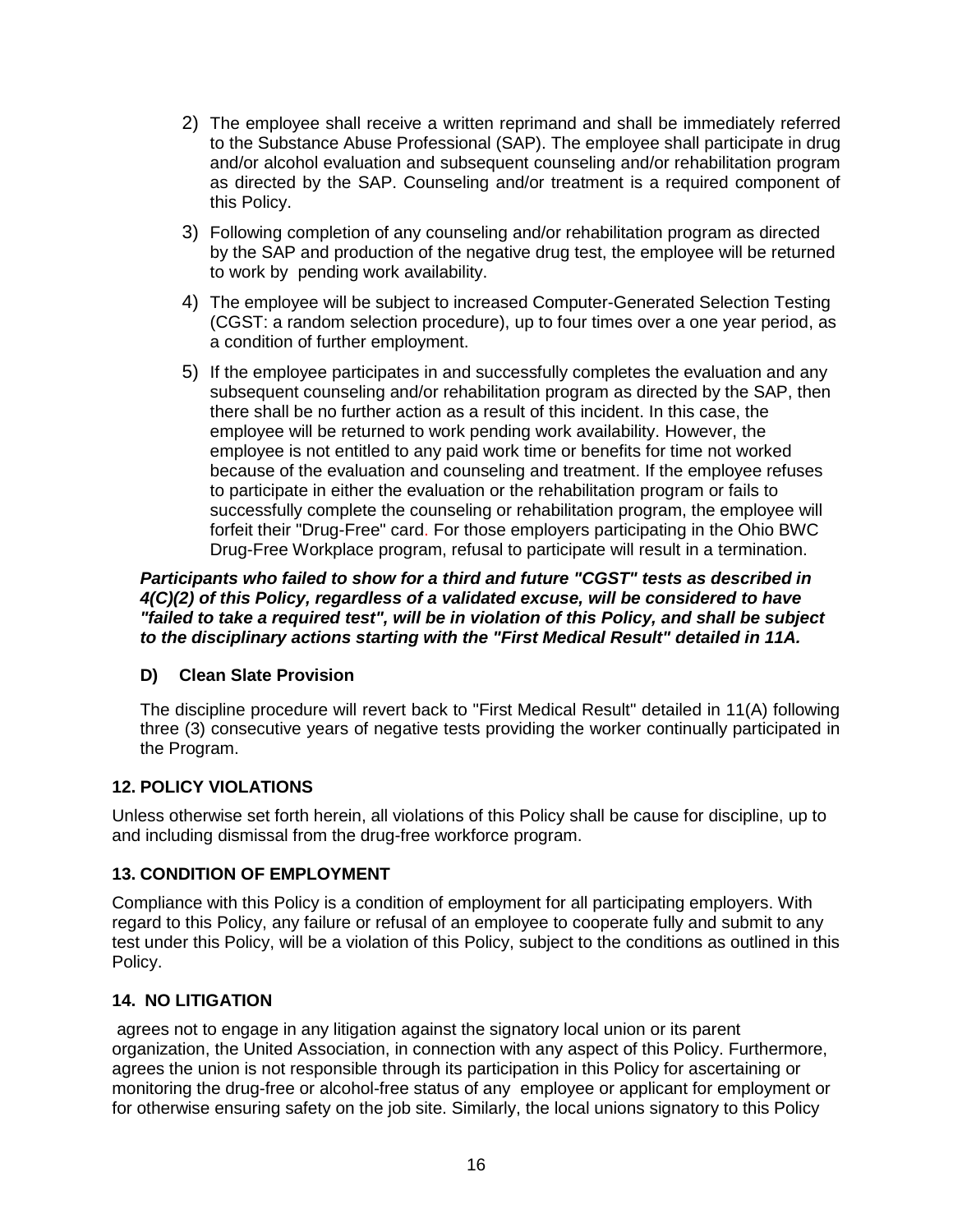2) The employee shall receive a written reprimand and shall be immediately referred to the Substance Abuse Professional (SAP). The employee shall participate in drug and/or alcohol evaluation and subsequent counseling and/or rehabilitation program as directed by the SAP. Counseling and/or treatment is a required component of this Policy.

3) Following completion of any counseling and/or rehabilitation program as directed by the SAP and production of the negative drug test, the employee will be returned to work by pending work availability.

4) The employee will be subject to increased Computer-Generated Selection Testing (CGST: a random selection procedure), up to four times over a one year period, as a condition of further employment.

5) If the employee participates in and successfully completes the evaluation and any subsequent counseling and/or rehabilitation program as directed by the SAP, then there shall be no further action as a result of this incident. In this case, the employee will be returned to work pending work availability. However, the employee is not entitled to any paid work time or benefits for time not worked because of the evaluation and counseling and treatment. If the employee refuses to participate in either the evaluation or the rehabilitation program or fails to successfully complete the counseling or rehabilitation program, the employee will forfeit their "Drug-Free" card. For those employers participating in the Ohio BWC Drug-Free Workplace program, refusal to participate will result in a termination.

***Participants who failed to show for a third and future "CGST" tests as described in 4(C)(2) of this Policy, regardless of a validated excuse, will be considered to have "failed to take a required test", will be in violation of this Policy, and shall be subject to the disciplinary actions starting with the "First Medical Result" detailed in 11A.***

**D) Clean Slate Provision**

The discipline procedure will revert back to "First Medical Result" detailed in 11(A) following three (3) consecutive years of negative tests providing the worker continually participated in the Program.

## 12. POLICY VIOLATIONS

Unless otherwise set forth herein, all violations of this Policy shall be cause for discipline, up to and including dismissal from the drug-free workforce program.

## 13. CONDITION OF EMPLOYMENT

Compliance with this Policy is a condition of employment for all participating employers. With regard to this Policy, any failure or refusal of an employee to cooperate fully and submit to any test under this Policy, will be a violation of this Policy, subject to the conditions as outlined in this Policy.

## 14. NO LITIGATION

agrees not to engage in any litigation against the signatory local union or its parent organization, the United Association, in connection with any aspect of this Policy. Furthermore, agrees the union is not responsible through its participation in this Policy for ascertaining or monitoring the drug-free or alcohol-free status of any employee or applicant for employment or for otherwise ensuring safety on the job site. Similarly, the local unions signatory to this Policy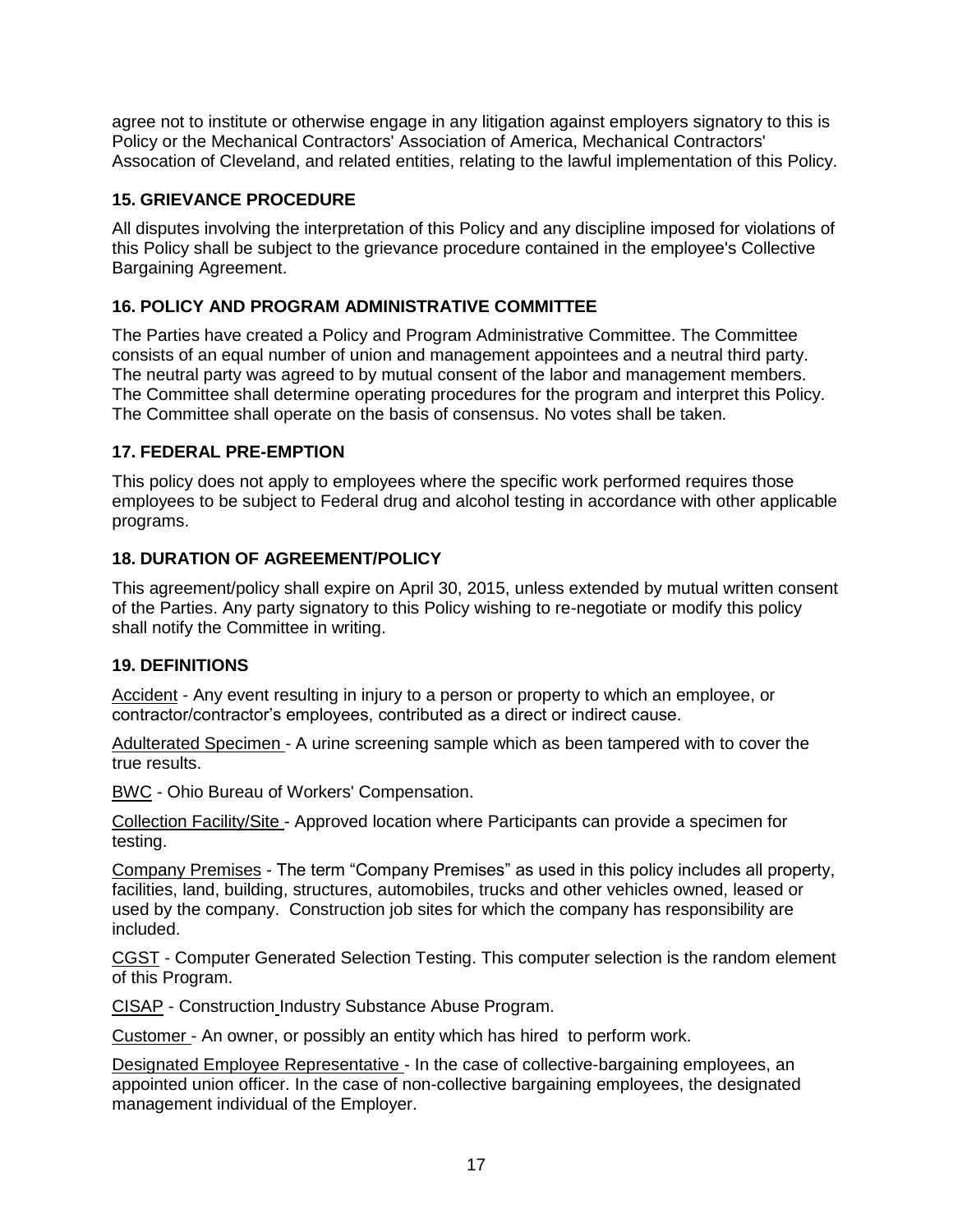agree not to institute or otherwise engage in any litigation against employers signatory to this is Policy or the Mechanical Contractors' Association of America, Mechanical Contractors' Assocation of Cleveland, and related entities, relating to the lawful implementation of this Policy.

### 15. GRIEVANCE PROCEDURE

All disputes involving the interpretation of this Policy and any discipline imposed for violations of this Policy shall be subject to the grievance procedure contained in the employee's Collective Bargaining Agreement.

### 16. POLICY AND PROGRAM ADMINISTRATIVE COMMITTEE

The Parties have created a Policy and Program Administrative Committee. The Committee consists of an equal number of union and management appointees and a neutral third party. The neutral party was agreed to by mutual consent of the labor and management members. The Committee shall determine operating procedures for the program and interpret this Policy. The Committee shall operate on the basis of consensus. No votes shall be taken.

### 17. FEDERAL PRE-EMPTION

This policy does not apply to employees where the specific work performed requires those employees to be subject to Federal drug and alcohol testing in accordance with other applicable programs.

### 18. DURATION OF AGREEMENT/POLICY

This agreement/policy shall expire on April 30, 2015, unless extended by mutual written consent of the Parties. Any party signatory to this Policy wishing to re-negotiate or modify this policy shall notify the Committee in writing.

### 19. DEFINITIONS

Accident - Any event resulting in injury to a person or property to which an employee, or contractor/contractor's employees, contributed as a direct or indirect cause.

Adulterated Specimen - A urine screening sample which as been tampered with to cover the true results.

BWC - Ohio Bureau of Workers' Compensation.

Collection Facility/Site - Approved location where Participants can provide a specimen for testing.

Company Premises - The term "Company Premises" as used in this policy includes all property, facilities, land, building, structures, automobiles, trucks and other vehicles owned, leased or used by the company. Construction job sites for which the company has responsibility are included.

CGST - Computer Generated Selection Testing. This computer selection is the random element of this Program.

CISAP - Construction Industry Substance Abuse Program.

Customer - An owner, or possibly an entity which has hired to perform work.

Designated Employee Representative - In the case of collective-bargaining employees, an appointed union officer. In the case of non-collective bargaining employees, the designated management individual of the Employer.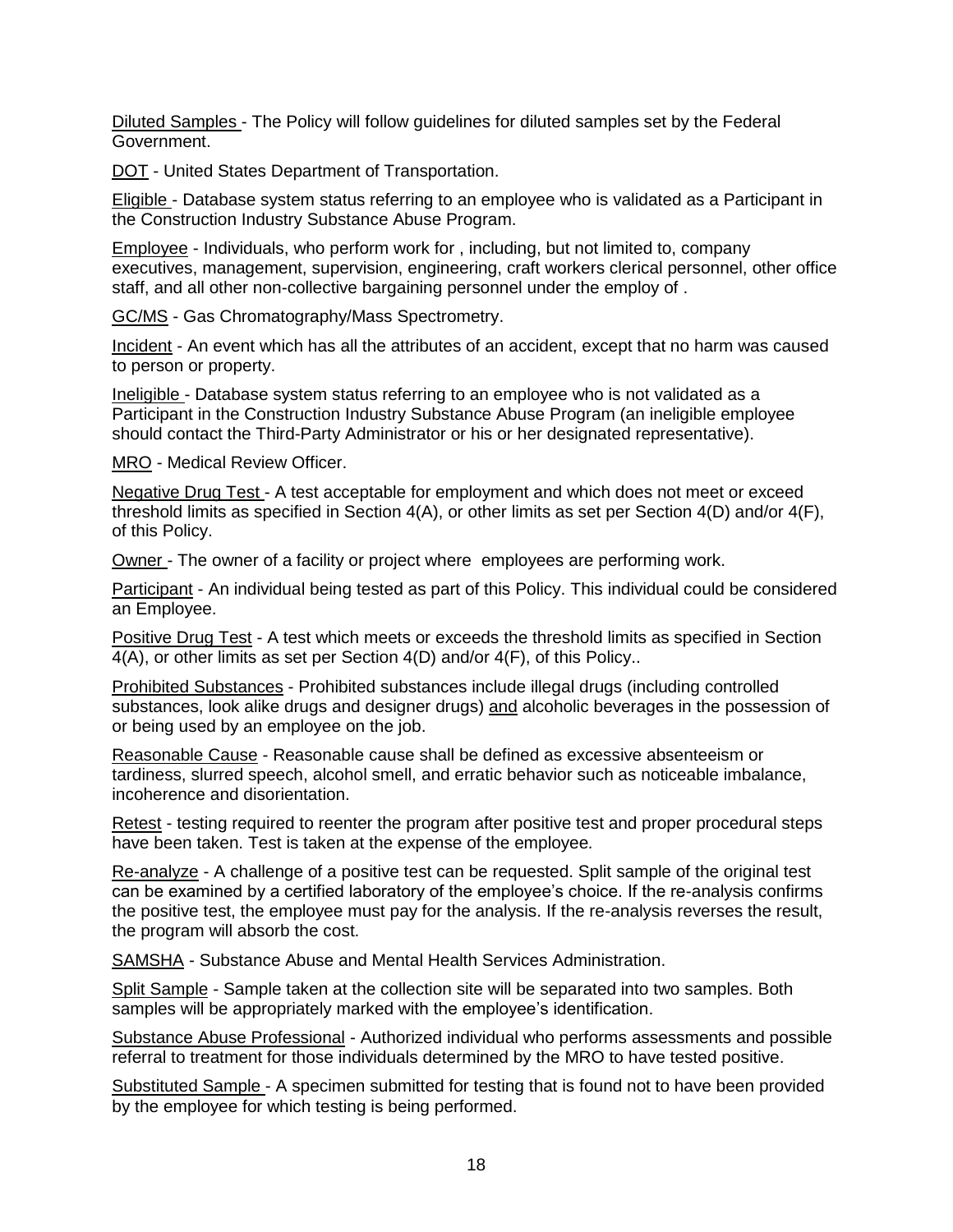Diluted Samples - The Policy will follow guidelines for diluted samples set by the Federal Government.

DOT - United States Department of Transportation.

Eligible - Database system status referring to an employee who is validated as a Participant in the Construction Industry Substance Abuse Program.

Employee - Individuals, who perform work for , including, but not limited to, company executives, management, supervision, engineering, craft workers clerical personnel, other office staff, and all other non-collective bargaining personnel under the employ of .

GC/MS - Gas Chromatography/Mass Spectrometry.

Incident - An event which has all the attributes of an accident, except that no harm was caused to person or property.

Ineligible - Database system status referring to an employee who is not validated as a Participant in the Construction Industry Substance Abuse Program (an ineligible employee should contact the Third-Party Administrator or his or her designated representative).

MRO - Medical Review Officer.

Negative Drug Test - A test acceptable for employment and which does not meet or exceed threshold limits as specified in Section 4(A), or other limits as set per Section 4(D) and/or 4(F), of this Policy.

Owner - The owner of a facility or project where employees are performing work.

Participant - An individual being tested as part of this Policy. This individual could be considered an Employee.

Positive Drug Test - A test which meets or exceeds the threshold limits as specified in Section 4(A), or other limits as set per Section 4(D) and/or 4(F), of this Policy..

Prohibited Substances - Prohibited substances include illegal drugs (including controlled substances, look alike drugs and designer drugs) and alcoholic beverages in the possession of or being used by an employee on the job.

Reasonable Cause - Reasonable cause shall be defined as excessive absenteeism or tardiness, slurred speech, alcohol smell, and erratic behavior such as noticeable imbalance, incoherence and disorientation.

Retest - testing required to reenter the program after positive test and proper procedural steps have been taken. Test is taken at the expense of the employee.

Re-analyze - A challenge of a positive test can be requested. Split sample of the original test can be examined by a certified laboratory of the employee's choice. If the re-analysis confirms the positive test, the employee must pay for the analysis. If the re-analysis reverses the result, the program will absorb the cost.

SAMSHA - Substance Abuse and Mental Health Services Administration.

Split Sample - Sample taken at the collection site will be separated into two samples. Both samples will be appropriately marked with the employee's identification.

Substance Abuse Professional - Authorized individual who performs assessments and possible referral to treatment for those individuals determined by the MRO to have tested positive.

Substituted Sample - A specimen submitted for testing that is found not to have been provided by the employee for which testing is being performed.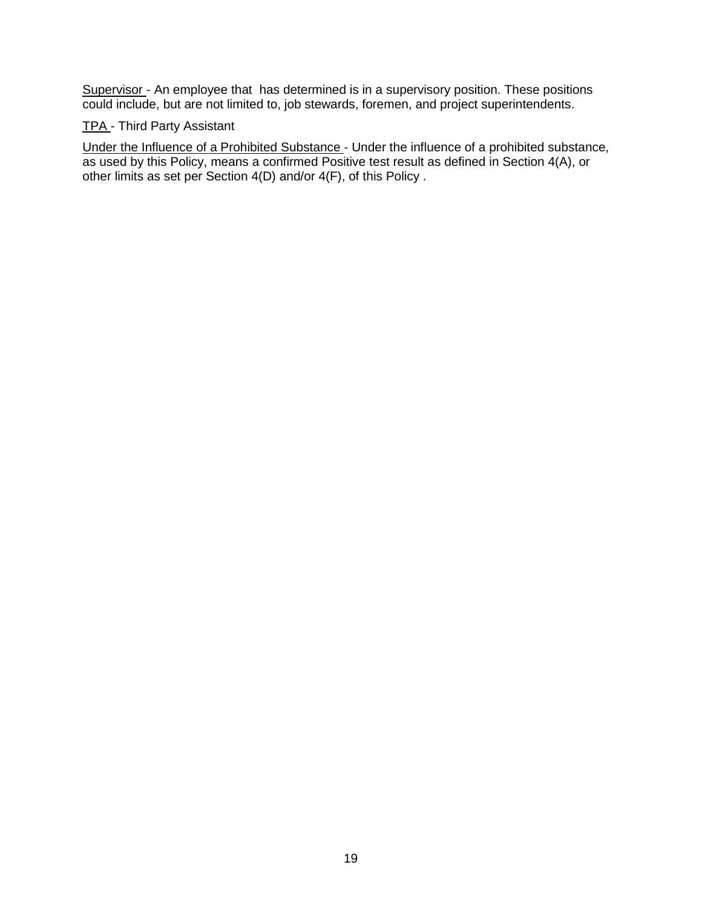Supervisor - An employee that  has determined is in a supervisory position. These positions could include, but are not limited to, job stewards, foremen, and project superintendents.

TPA - Third Party Assistant

Under the Influence of a Prohibited Substance - Under the influence of a prohibited substance, as used by this Policy, means a confirmed Positive test result as defined in Section 4(A), or other limits as set per Section 4(D) and/or 4(F), of this Policy .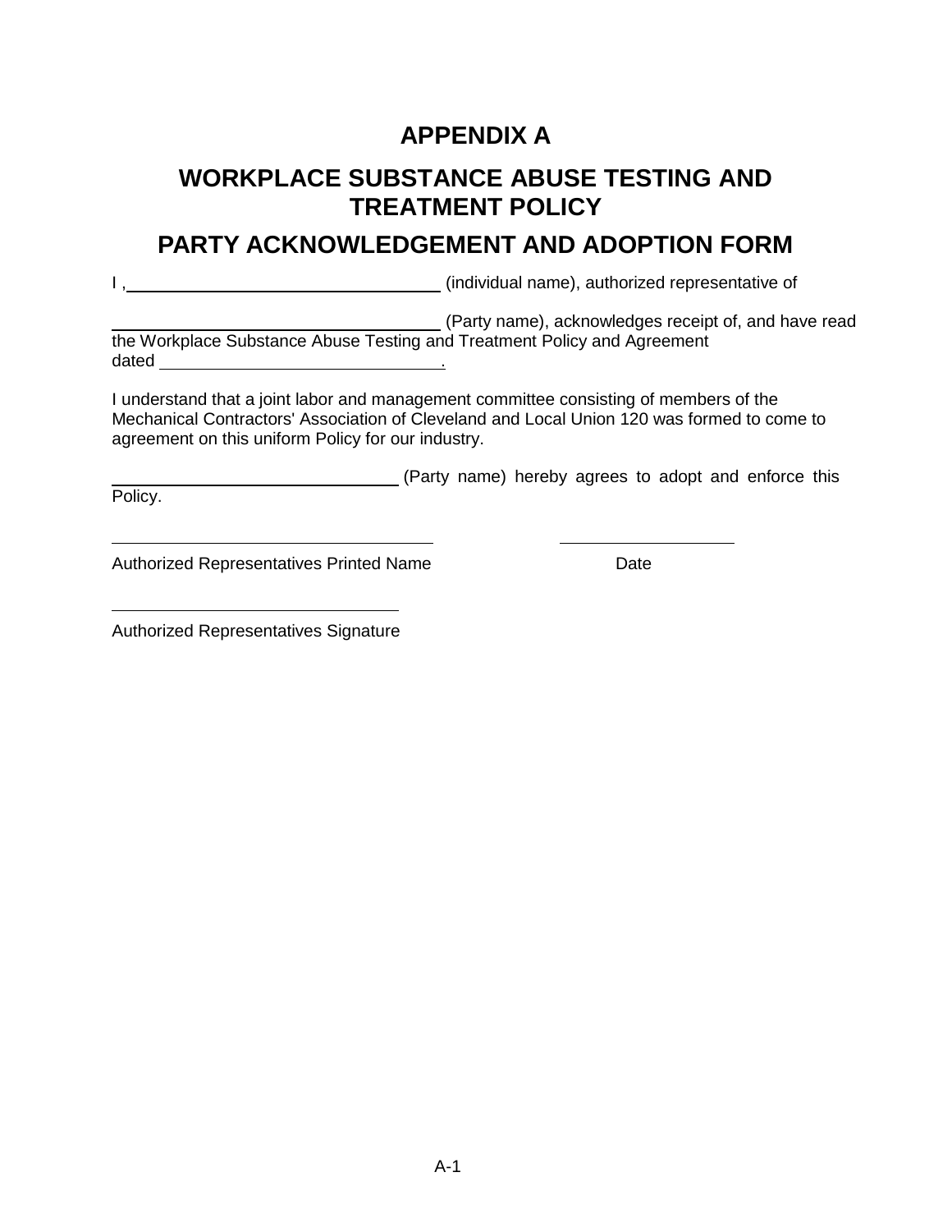# APPENDIX A

# WORKPLACE SUBSTANCE ABUSE TESTING AND TREATMENT POLICY

# PARTY ACKNOWLEDGEMENT AND ADOPTION FORM

I ,________________________________ (individual name), authorized representative of

________________________________ (Party name), acknowledges receipt of, and have read the Workplace Substance Abuse Testing and Treatment Policy and Agreement dated ____________________________.

I understand that a joint labor and management committee consisting of members of the Mechanical Contractors' Association of Cleveland and Local Union 120 was formed to come to agreement on this uniform Policy for our industry.

____________________________ (Party name) hereby agrees to adopt and enforce this Policy.

________________________________ ____________________

Authorized Representatives Printed Name Date

____________________________

Authorized Representatives Signature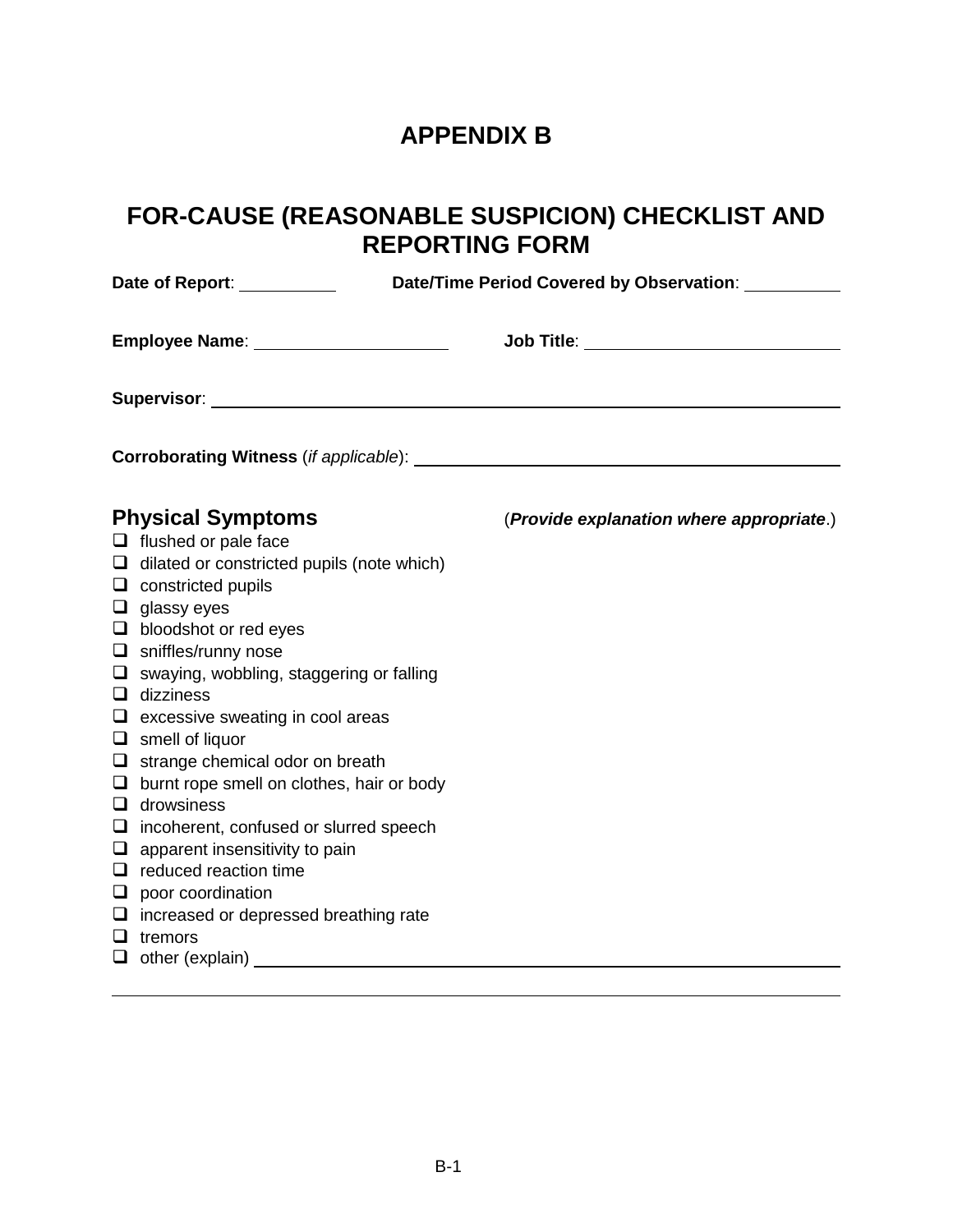# APPENDIX B

## FOR-CAUSE (REASONABLE SUSPICION) CHECKLIST AND REPORTING FORM

**Date of Report**: __________ **Date/Time Period Covered by Observation**: __________

**Employee Name**: ____________________ **Job Title**: ___________________________

**Supervisor**: ______________________________________________________________

**Corroborating Witness** (*if applicable*): ____________________________________________

### Physical Symptoms

(***Provide explanation where appropriate***.)

- ❑ flushed or pale face
- ❑ dilated or constricted pupils (note which)
- ❑ constricted pupils
- ❑ glassy eyes
- ❑ bloodshot or red eyes
- ❑ sniffles/runny nose
- ❑ swaying, wobbling, staggering or falling
- ❑ dizziness
- ❑ excessive sweating in cool areas
- ❑ smell of liquor
- ❑ strange chemical odor on breath
- ❑ burnt rope smell on clothes, hair or body
- ❑ drowsiness
- ❑ incoherent, confused or slurred speech
- ❑ apparent insensitivity to pain
- ❑ reduced reaction time
- ❑ poor coordination
- ❑ increased or depressed breathing rate
- ❑ tremors
- ❑ other (explain) ______________________________________________________

______________________________________________________________________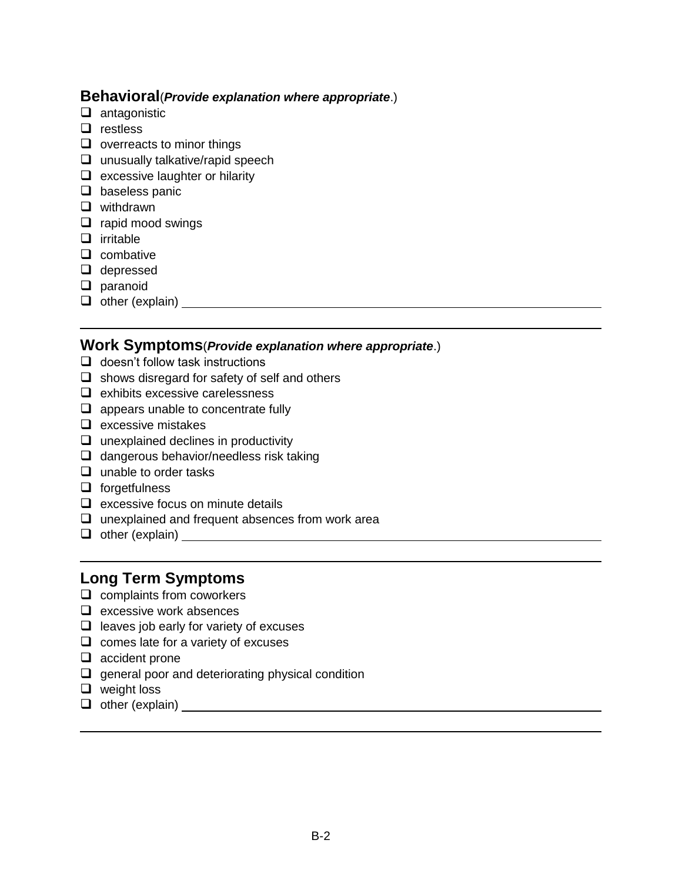**Behavioral**(***Provide explanation where appropriate***.)

- [ ] antagonistic
- [ ] restless
- [ ] overreacts to minor things
- [ ] unusually talkative/rapid speech
- [ ] excessive laughter or hilarity
- [ ] baseless panic
- [ ] withdrawn
- [ ] rapid mood swings
- [ ] irritable
- [ ] combative
- [ ] depressed
- [ ] paranoid
- [ ] other (explain) ____________________________________________

______________________________________________________________

**Work Symptoms**(***Provide explanation where appropriate***.)

- [ ] doesn't follow task instructions
- [ ] shows disregard for safety of self and others
- [ ] exhibits excessive carelessness
- [ ] appears unable to concentrate fully
- [ ] excessive mistakes
- [ ] unexplained declines in productivity
- [ ] dangerous behavior/needless risk taking
- [ ] unable to order tasks
- [ ] forgetfulness
- [ ] excessive focus on minute details
- [ ] unexplained and frequent absences from work area
- [ ] other (explain) ____________________________________________

______________________________________________________________

**Long Term Symptoms**

- [ ] complaints from coworkers
- [ ] excessive work absences
- [ ] leaves job early for variety of excuses
- [ ] comes late for a variety of excuses
- [ ] accident prone
- [ ] general poor and deteriorating physical condition
- [ ] weight loss
- [ ] other (explain) ____________________________________________

______________________________________________________________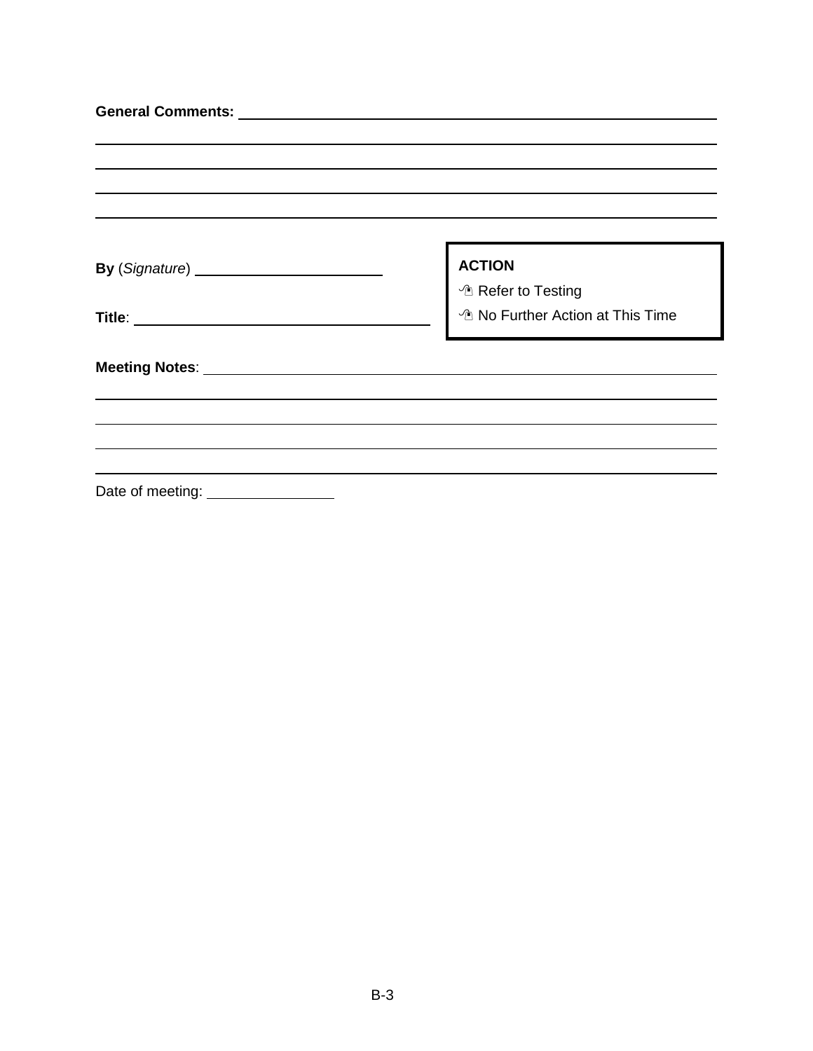**General Comments:** ______________________________________________

____________________________________________________________

____________________________________________________________

____________________________________________________________

____________________________________________________________

**By** (*Signature*) ________________________

**Title**: ____________________________________

**ACTION**

- ☐ Refer to Testing
- ☐ No Further Action at This Time

**Meeting Notes**: _________________________________________________

____________________________________________________________

____________________________________________________________

____________________________________________________________

____________________________________________________________

Date of meeting: ______________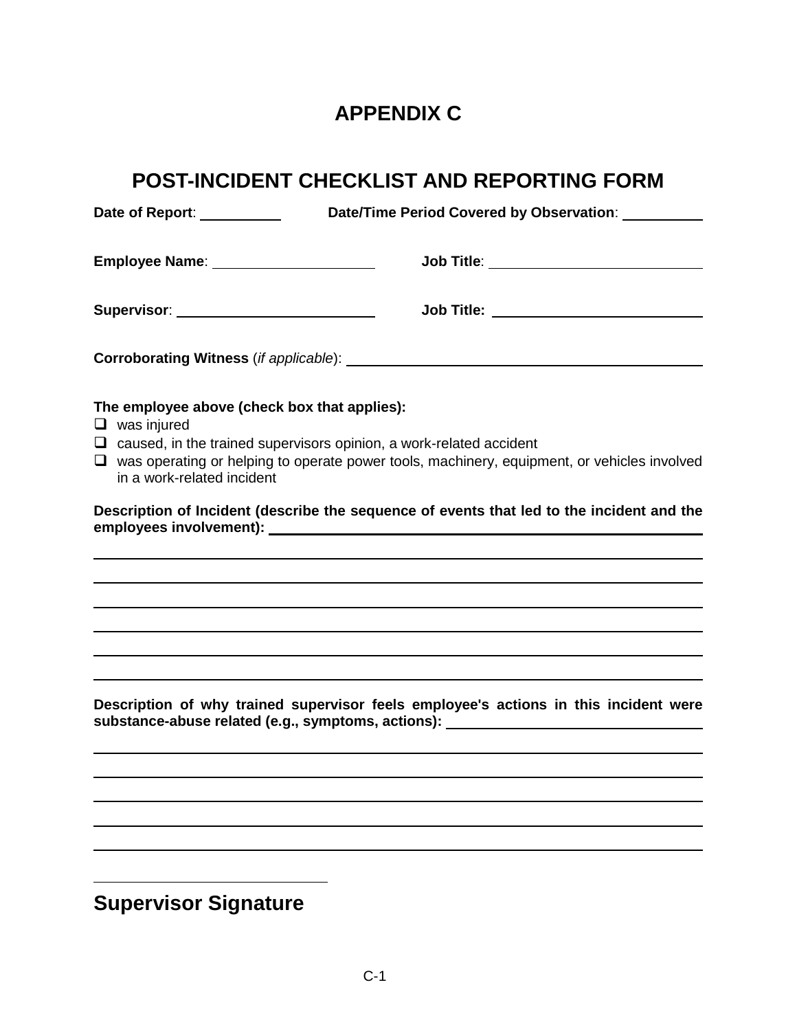# APPENDIX C

## POST-INCIDENT CHECKLIST AND REPORTING FORM

**Date of Report**: __________ **Date/Time Period Covered by Observation**: __________

**Employee Name**: ____________________ **Job Title**: ____________________

**Supervisor**: ____________________ **Job Title:** ____________________

**Corroborating Witness** (*if applicable*): ________________________________________

**The employee above (check box that applies):**

- ☐ was injured
- ☐ caused, in the trained supervisors opinion, a work-related accident
- ☐ was operating or helping to operate power tools, machinery, equipment, or vehicles involved in a work-related incident

**Description of Incident (describe the sequence of events that led to the incident and the employees involvement):** ________________________________________

________________________________________________________________________________

________________________________________________________________________________

________________________________________________________________________________

________________________________________________________________________________

________________________________________________________________________________

________________________________________________________________________________

**Description of why trained supervisor feels employee's actions in this incident were substance-abuse related (e.g., symptoms, actions):** ________________________________

________________________________________________________________________________

________________________________________________________________________________

________________________________________________________________________________

________________________________________________________________________________

________________________________________________________________________________

______________________________

## Supervisor Signature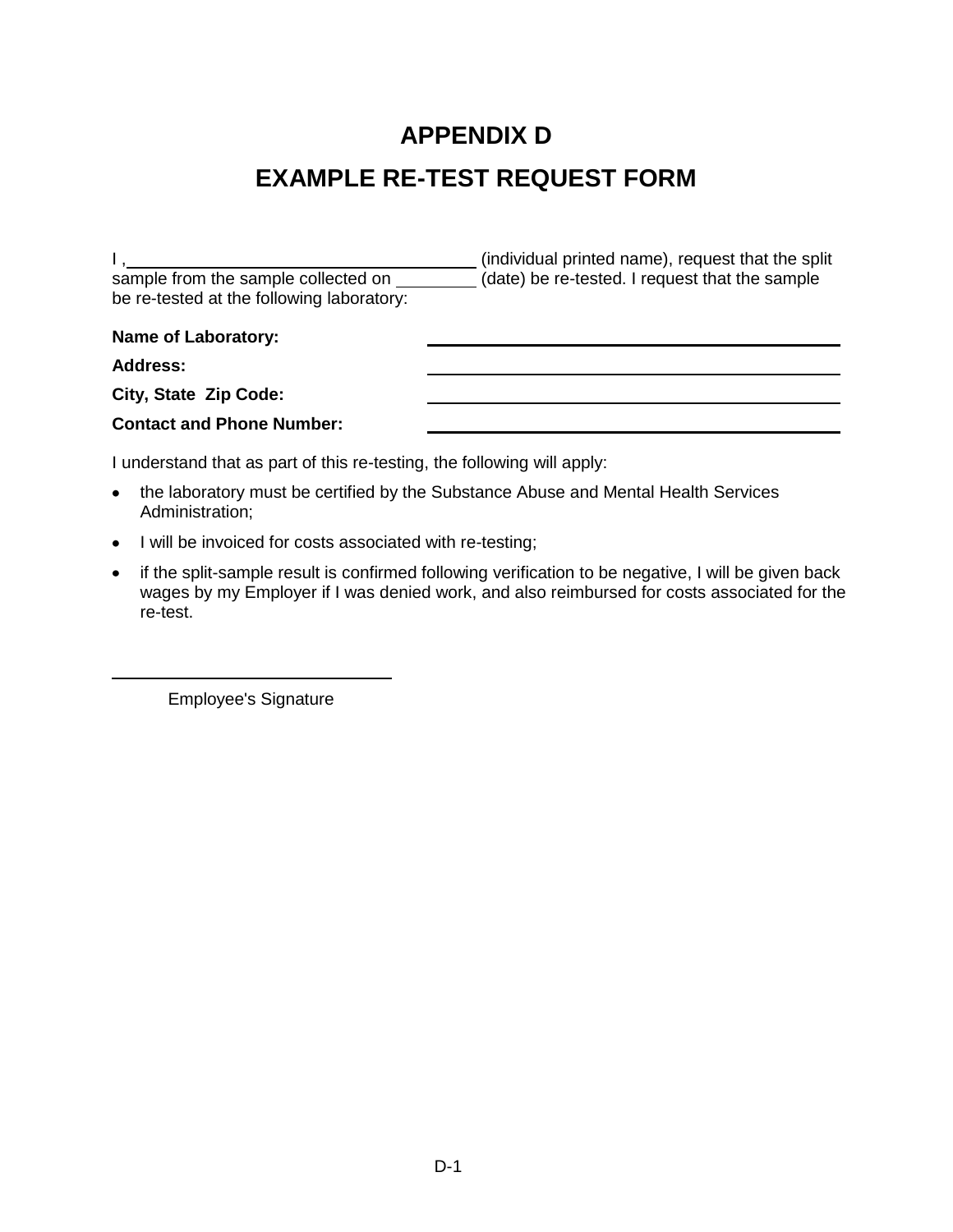# APPENDIX D

# EXAMPLE RE-TEST REQUEST FORM

I ,\_\_\_\_\_\_\_\_\_\_\_\_\_\_\_\_\_\_\_\_\_\_\_\_\_\_\_\_\_\_\_\_\_\_\_\_ (individual printed name), request that the split sample from the sample collected on \_\_\_\_\_\_\_\_\_ (date) be re-tested. I request that the sample be re-tested at the following laboratory:

**Name of Laboratory:** \_\_\_\_\_\_\_\_\_\_\_\_\_\_\_\_\_\_\_\_\_\_\_\_\_\_\_\_\_\_\_\_\_\_\_\_\_\_\_\_\_\_\_\_

**Address:** \_\_\_\_\_\_\_\_\_\_\_\_\_\_\_\_\_\_\_\_\_\_\_\_\_\_\_\_\_\_\_\_\_\_\_\_\_\_\_\_\_\_\_\_

**City, State Zip Code:** \_\_\_\_\_\_\_\_\_\_\_\_\_\_\_\_\_\_\_\_\_\_\_\_\_\_\_\_\_\_\_\_\_\_\_\_\_\_\_\_\_\_\_\_

**Contact and Phone Number:** \_\_\_\_\_\_\_\_\_\_\_\_\_\_\_\_\_\_\_\_\_\_\_\_\_\_\_\_\_\_\_\_\_\_\_\_\_\_\_\_\_\_\_\_

I understand that as part of this re-testing, the following will apply:

- the laboratory must be certified by the Substance Abuse and Mental Health Services Administration;
- I will be invoiced for costs associated with re-testing;
- if the split-sample result is confirmed following verification to be negative, I will be given back wages by my Employer if I was denied work, and also reimbursed for costs associated for the re-test.

\_\_\_\_\_\_\_\_\_\_\_\_\_\_\_\_\_\_\_\_\_\_\_\_\_\_\_\_\_\_

Employee's Signature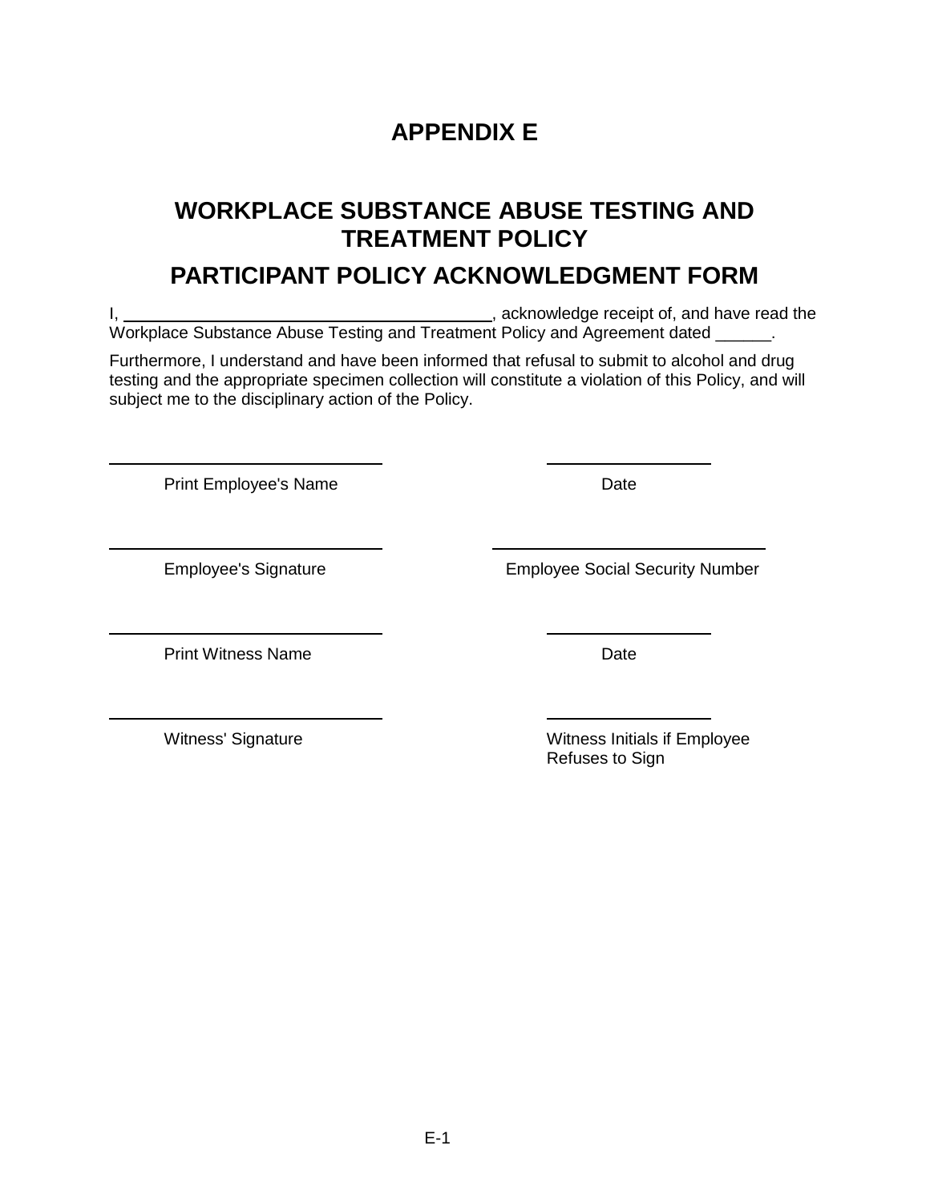# APPENDIX E

## WORKPLACE SUBSTANCE ABUSE TESTING AND TREATMENT POLICY

## PARTICIPANT POLICY ACKNOWLEDGMENT FORM

I, ________________________________________, acknowledge receipt of, and have read the Workplace Substance Abuse Testing and Treatment Policy and Agreement dated ______.

Furthermore, I understand and have been informed that refusal to submit to alcohol and drug testing and the appropriate specimen collection will constitute a violation of this Policy, and will subject me to the disciplinary action of the Policy.

| | |
|---|---|
| ______________________________ | ____________________ |
| Print Employee's Name | Date |
| ______________________________ | ______________________________ |
| Employee's Signature | Employee Social Security Number |
| ______________________________ | ____________________ |
| Print Witness Name | Date |
| ______________________________ | ____________________ |
| Witness' Signature | Witness Initials if Employee Refuses to Sign |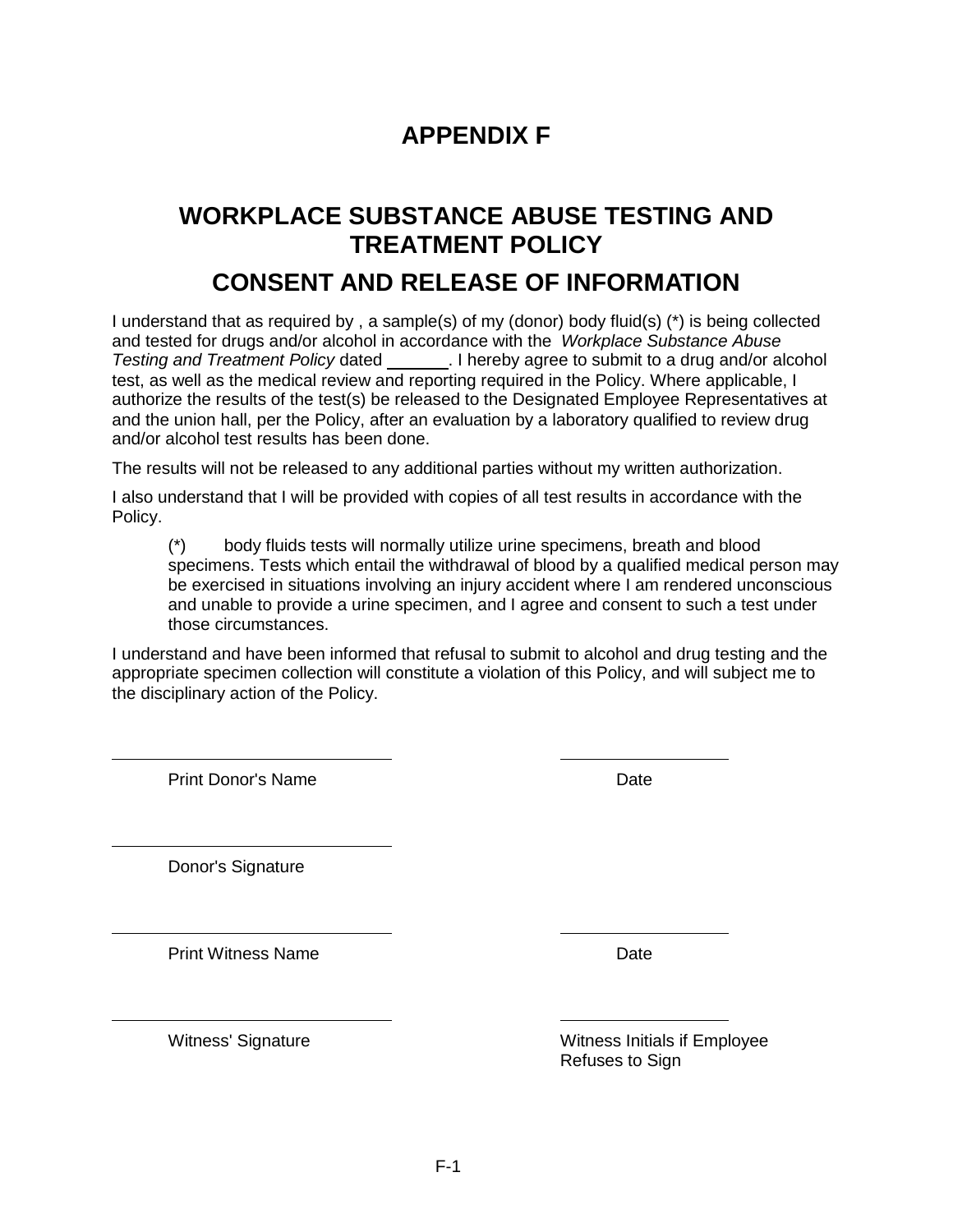# APPENDIX F

# WORKPLACE SUBSTANCE ABUSE TESTING AND TREATMENT POLICY

## CONSENT AND RELEASE OF INFORMATION

I understand that as required by , a sample(s) of my (donor) body fluid(s) (*) is being collected and tested for drugs and/or alcohol in accordance with the *Workplace Substance Abuse Testing and Treatment Policy* dated ______. I hereby agree to submit to a drug and/or alcohol test, as well as the medical review and reporting required in the Policy. Where applicable, I authorize the results of the test(s) be released to the Designated Employee Representatives at and the union hall, per the Policy, after an evaluation by a laboratory qualified to review drug and/or alcohol test results has been done.

The results will not be released to any additional parties without my written authorization.

I also understand that I will be provided with copies of all test results in accordance with the Policy.

> (*) body fluids tests will normally utilize urine specimens, breath and blood specimens. Tests which entail the withdrawal of blood by a qualified medical person may be exercised in situations involving an injury accident where I am rendered unconscious and unable to provide a urine specimen, and I agree and consent to such a test under those circumstances.

I understand and have been informed that refusal to submit to alcohol and drug testing and the appropriate specimen collection will constitute a violation of this Policy, and will subject me to the disciplinary action of the Policy.

______________________________ ____________________

Print Donor's Name Date

______________________________

Donor's Signature

______________________________ ____________________

Print Witness Name Date

______________________________ ____________________

Witness' Signature Witness Initials if Employee Refuses to Sign